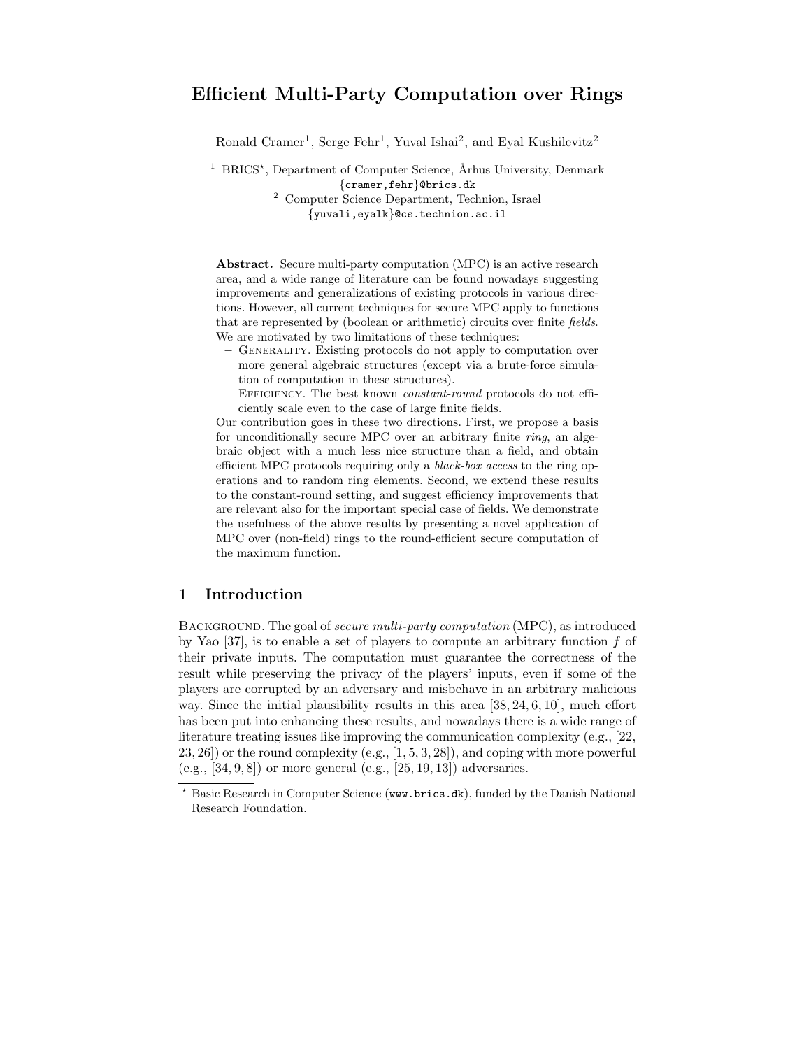# Efficient Multi-Party Computation over Rings

Ronald Cramer[1], Serge Fehr[1], Yuval Ishai[2], and Eyal Kushilevitz[2]

[1] BRICS[⋆], Department of Computer Science, Århus University, Denmark
{cramer,fehr}@brics.dk

[2] Computer Science Department, Technion, Israel
{yuvali,eyalk}@cs.technion.ac.il

**Abstract.** Secure multi-party computation (MPC) is an active research area, and a wide range of literature can be found nowadays suggesting improvements and generalizations of existing protocols in various directions. However, all current techniques for secure MPC apply to functions that are represented by (boolean or arithmetic) circuits over finite *fields*. We are motivated by two limitations of these techniques:

- Generality. Existing protocols do not apply to computation over more general algebraic structures (except via a brute-force simulation of computation in these structures).
- Efficiency. The best known *constant-round* protocols do not efficiently scale even to the case of large finite fields.

Our contribution goes in these two directions. First, we propose a basis for unconditionally secure MPC over an arbitrary finite *ring*, an algebraic object with a much less nice structure than a field, and obtain efficient MPC protocols requiring only a *black-box access* to the ring operations and to random ring elements. Second, we extend these results to the constant-round setting, and suggest efficiency improvements that are relevant also for the important special case of fields. We demonstrate the usefulness of the above results by presenting a novel application of MPC over (non-field) rings to the round-efficient secure computation of the maximum function.

## 1 Introduction

Background. The goal of *secure multi-party computation* (MPC), as introduced by Yao [37], is to enable a set of players to compute an arbitrary function $f$ of their private inputs. The computation must guarantee the correctness of the result while preserving the privacy of the players' inputs, even if some of the players are corrupted by an adversary and misbehave in an arbitrary malicious way. Since the initial plausibility results in this area [38, 24, 6, 10], much effort has been put into enhancing these results, and nowadays there is a wide range of literature treating issues like improving the communication complexity (e.g., [22, 23, 26]) or the round complexity (e.g., [1, 5, 3, 28]), and coping with more powerful (e.g., [34, 9, 8]) or more general (e.g., [25, 19, 13]) adversaries.

[⋆] Basic Research in Computer Science (www.brics.dk), funded by the Danish National Research Foundation.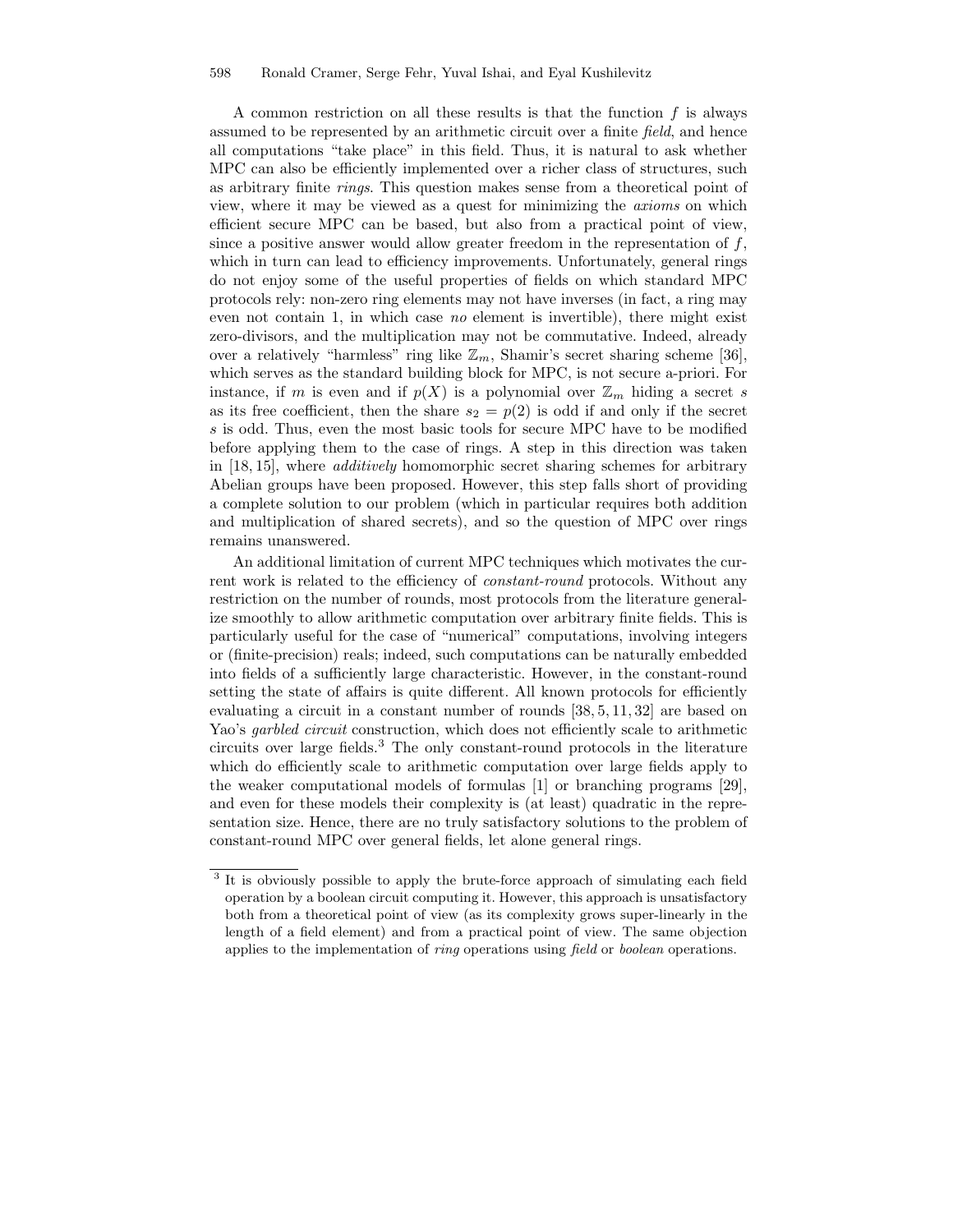A common restriction on all these results is that the function $f$ is always assumed to be represented by an arithmetic circuit over a finite *field*, and hence all computations "take place" in this field. Thus, it is natural to ask whether MPC can also be efficiently implemented over a richer class of structures, such as arbitrary finite *rings*. This question makes sense from a theoretical point of view, where it may be viewed as a quest for minimizing the *axioms* on which efficient secure MPC can be based, but also from a practical point of view, since a positive answer would allow greater freedom in the representation of $f$, which in turn can lead to efficiency improvements. Unfortunately, general rings do not enjoy some of the useful properties of fields on which standard MPC protocols rely: non-zero ring elements may not have inverses (in fact, a ring may even not contain 1, in which case *no* element is invertible), there might exist zero-divisors, and the multiplication may not be commutative. Indeed, already over a relatively "harmless" ring like $\mathbb{Z}_m$, Shamir's secret sharing scheme [36], which serves as the standard building block for MPC, is not secure a-priori. For instance, if $m$ is even and if $p(X)$ is a polynomial over $\mathbb{Z}_m$ hiding a secret $s$ as its free coefficient, then the share $s_2 = p(2)$ is odd if and only if the secret $s$ is odd. Thus, even the most basic tools for secure MPC have to be modified before applying them to the case of rings. A step in this direction was taken in [18, 15], where *additively* homomorphic secret sharing schemes for arbitrary Abelian groups have been proposed. However, this step falls short of providing a complete solution to our problem (which in particular requires both addition and multiplication of shared secrets), and so the question of MPC over rings remains unanswered.

An additional limitation of current MPC techniques which motivates the current work is related to the efficiency of *constant-round* protocols. Without any restriction on the number of rounds, most protocols from the literature generalize smoothly to allow arithmetic computation over arbitrary finite fields. This is particularly useful for the case of "numerical" computations, involving integers or (finite-precision) reals; indeed, such computations can be naturally embedded into fields of a sufficiently large characteristic. However, in the constant-round setting the state of affairs is quite different. All known protocols for efficiently evaluating a circuit in a constant number of rounds [38, 5, 11, 32] are based on Yao's *garbled circuit* construction, which does not efficiently scale to arithmetic circuits over large fields.[3] The only constant-round protocols in the literature which do efficiently scale to arithmetic computation over large fields apply to the weaker computational models of formulas [1] or branching programs [29], and even for these models their complexity is (at least) quadratic in the representation size. Hence, there are no truly satisfactory solutions to the problem of constant-round MPC over general fields, let alone general rings.

[3] It is obviously possible to apply the brute-force approach of simulating each field operation by a boolean circuit computing it. However, this approach is unsatisfactory both from a theoretical point of view (as its complexity grows super-linearly in the length of a field element) and from a practical point of view. The same objection applies to the implementation of *ring* operations using *field* or *boolean* operations.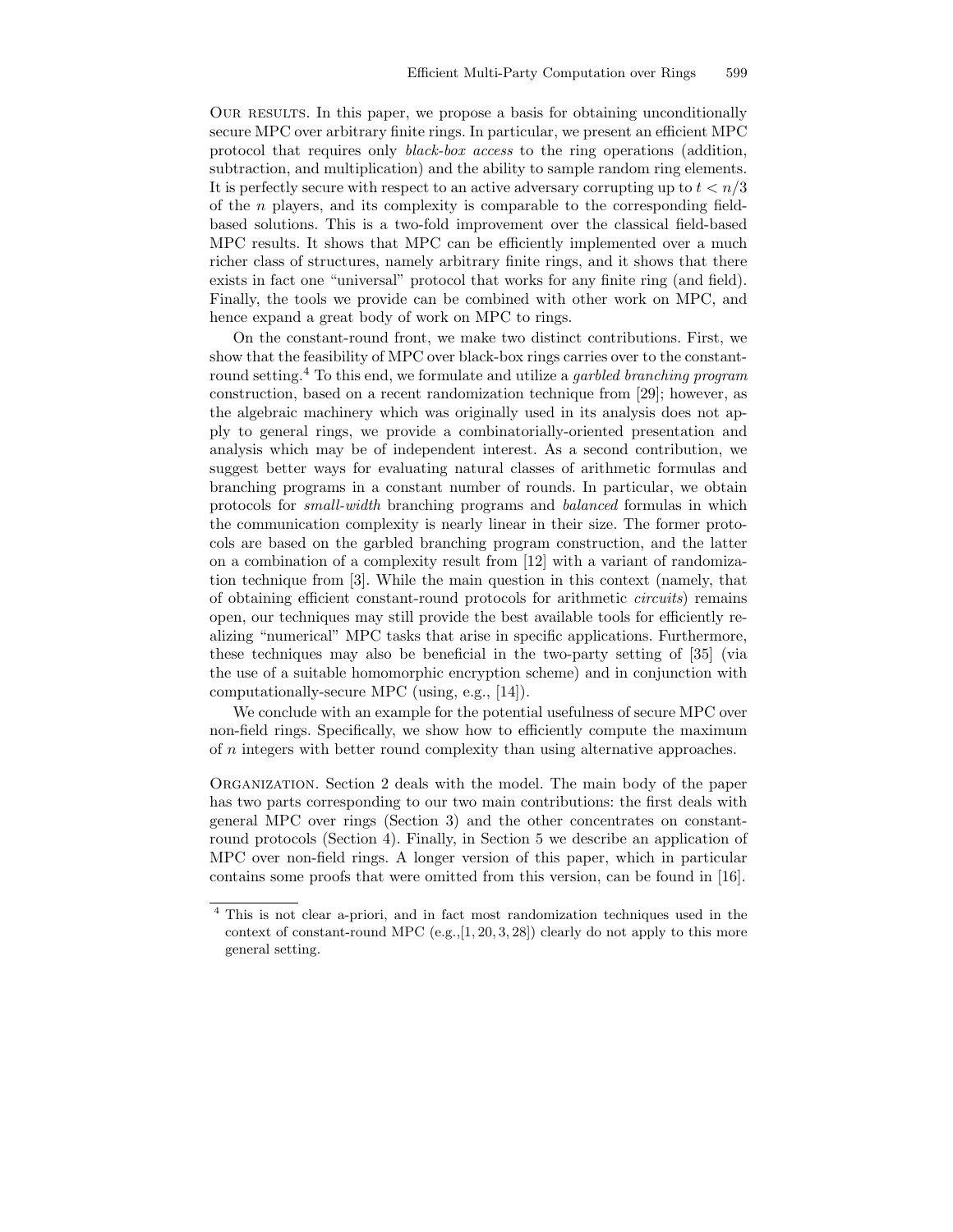Our results. In this paper, we propose a basis for obtaining unconditionally secure MPC over arbitrary finite rings. In particular, we present an efficient MPC protocol that requires only *black-box access* to the ring operations (addition, subtraction, and multiplication) and the ability to sample random ring elements. It is perfectly secure with respect to an active adversary corrupting up to $t < n/3$ of the $n$ players, and its complexity is comparable to the corresponding field-based solutions. This is a two-fold improvement over the classical field-based MPC results. It shows that MPC can be efficiently implemented over a much richer class of structures, namely arbitrary finite rings, and it shows that there exists in fact one "universal" protocol that works for any finite ring (and field). Finally, the tools we provide can be combined with other work on MPC, and hence expand a great body of work on MPC to rings.

On the constant-round front, we make two distinct contributions. First, we show that the feasibility of MPC over black-box rings carries over to the constant-round setting.[4] To this end, we formulate and utilize a *garbled branching program* construction, based on a recent randomization technique from [29]; however, as the algebraic machinery which was originally used in its analysis does not apply to general rings, we provide a combinatorially-oriented presentation and analysis which may be of independent interest. As a second contribution, we suggest better ways for evaluating natural classes of arithmetic formulas and branching programs in a constant number of rounds. In particular, we obtain protocols for *small-width* branching programs and *balanced* formulas in which the communication complexity is nearly linear in their size. The former protocols are based on the garbled branching program construction, and the latter on a combination of a complexity result from [12] with a variant of randomization technique from [3]. While the main question in this context (namely, that of obtaining efficient constant-round protocols for arithmetic *circuits*) remains open, our techniques may still provide the best available tools for efficiently realizing "numerical" MPC tasks that arise in specific applications. Furthermore, these techniques may also be beneficial in the two-party setting of [35] (via the use of a suitable homomorphic encryption scheme) and in conjunction with computationally-secure MPC (using, e.g., [14]).

We conclude with an example for the potential usefulness of secure MPC over non-field rings. Specifically, we show how to efficiently compute the maximum of $n$ integers with better round complexity than using alternative approaches.

Organization. Section 2 deals with the model. The main body of the paper has two parts corresponding to our two main contributions: the first deals with general MPC over rings (Section 3) and the other concentrates on constant-round protocols (Section 4). Finally, in Section 5 we describe an application of MPC over non-field rings. A longer version of this paper, which in particular contains some proofs that were omitted from this version, can be found in [16].

---

[4] This is not clear a-priori, and in fact most randomization techniques used in the context of constant-round MPC (e.g.,[1, 20, 3, 28]) clearly do not apply to this more general setting.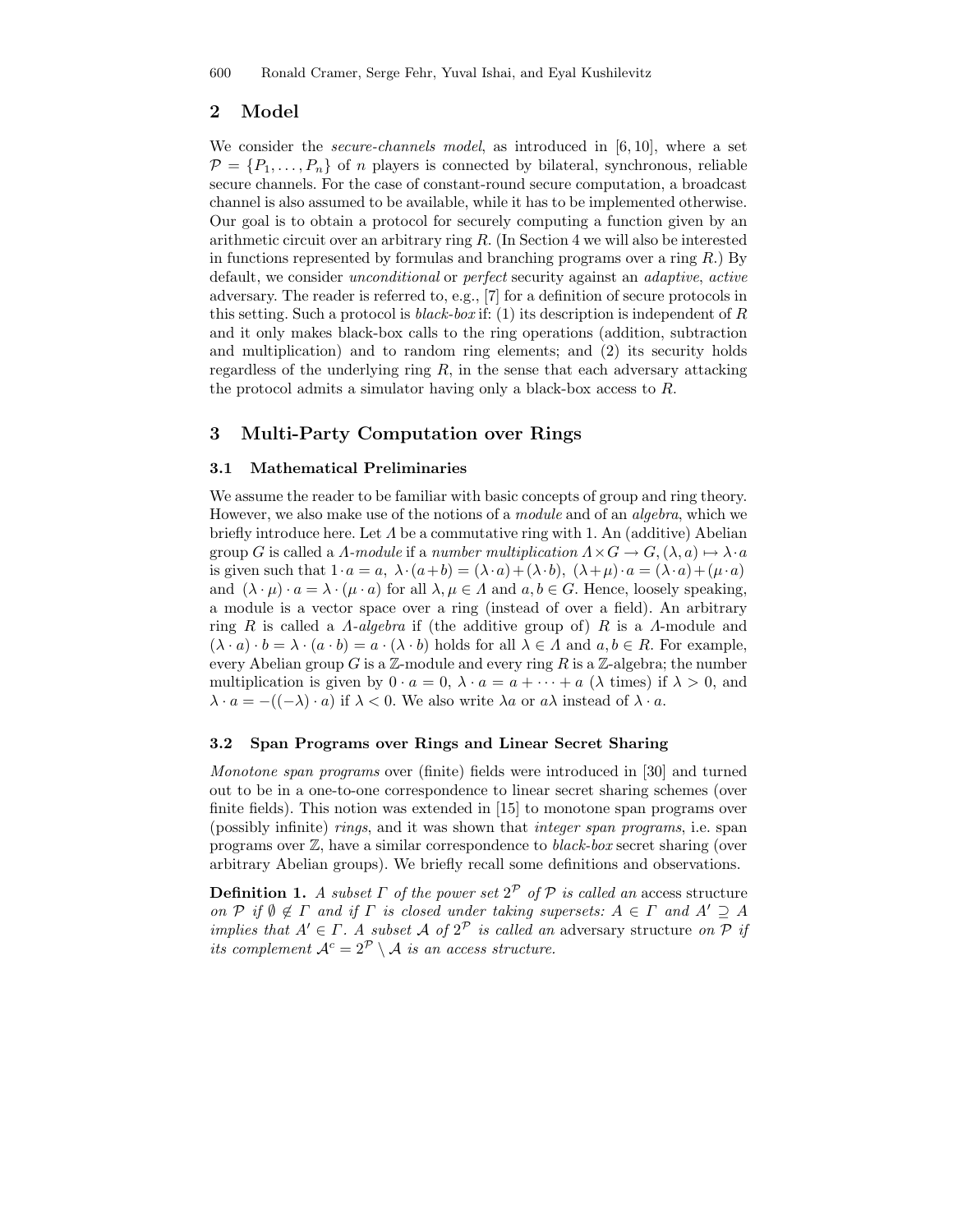## 2 Model

We consider the *secure-channels model*, as introduced in [6, 10], where a set $\mathcal{P} = \{P_1, \ldots, P_n\}$ of $n$ players is connected by bilateral, synchronous, reliable secure channels. For the case of constant-round secure computation, a broadcast channel is also assumed to be available, while it has to be implemented otherwise. Our goal is to obtain a protocol for securely computing a function given by an arithmetic circuit over an arbitrary ring $R$. (In Section 4 we will also be interested in functions represented by formulas and branching programs over a ring $R$.) By default, we consider *unconditional* or *perfect* security against an *adaptive*, *active* adversary. The reader is referred to, e.g., [7] for a definition of secure protocols in this setting. Such a protocol is *black-box* if: (1) its description is independent of $R$ and it only makes black-box calls to the ring operations (addition, subtraction and multiplication) and to random ring elements; and (2) its security holds regardless of the underlying ring $R$, in the sense that each adversary attacking the protocol admits a simulator having only a black-box access to $R$.

## 3 Multi-Party Computation over Rings

### 3.1 Mathematical Preliminaries

We assume the reader to be familiar with basic concepts of group and ring theory. However, we also make use of the notions of a *module* and of an *algebra*, which we briefly introduce here. Let $\Lambda$ be a commutative ring with 1. An (additive) Abelian group $G$ is called a $\Lambda$*-module* if a *number multiplication* $\Lambda \times G \to G, (\lambda, a) \mapsto \lambda \cdot a$ is given such that $1 \cdot a = a$, $\lambda \cdot (a+b) = (\lambda \cdot a) + (\lambda \cdot b)$, $(\lambda + \mu) \cdot a = (\lambda \cdot a) + (\mu \cdot a)$ and $(\lambda \cdot \mu) \cdot a = \lambda \cdot (\mu \cdot a)$ for all $\lambda, \mu \in \Lambda$ and $a, b \in G$. Hence, loosely speaking, a module is a vector space over a ring (instead of over a field). An arbitrary ring $R$ is called a $\Lambda$*-algebra* if (the additive group of) $R$ is a $\Lambda$-module and $(\lambda \cdot a) \cdot b = \lambda \cdot (a \cdot b) = a \cdot (\lambda \cdot b)$ holds for all $\lambda \in \Lambda$ and $a, b \in R$. For example, every Abelian group $G$ is a $\mathbb{Z}$-module and every ring $R$ is a $\mathbb{Z}$-algebra; the number multiplication is given by $0 \cdot a = 0$, $\lambda \cdot a = a + \cdots + a$ ($\lambda$ times) if $\lambda > 0$, and $\lambda \cdot a = -((-\lambda) \cdot a)$ if $\lambda < 0$. We also write $\lambda a$ or $a\lambda$ instead of $\lambda \cdot a$.

### 3.2 Span Programs over Rings and Linear Secret Sharing

*Monotone span programs* over (finite) fields were introduced in [30] and turned out to be in a one-to-one correspondence to linear secret sharing schemes (over finite fields). This notion was extended in [15] to monotone span programs over (possibly infinite) *rings*, and it was shown that *integer span programs*, i.e. span programs over $\mathbb{Z}$, have a similar correspondence to *black-box* secret sharing (over arbitrary Abelian groups). We briefly recall some definitions and observations.

**Definition 1.** *A subset $\Gamma$ of the power set $2^{\mathcal{P}}$ of $\mathcal{P}$ is called an* access structure *on $\mathcal{P}$ if $\emptyset \notin \Gamma$ and if $\Gamma$ is closed under taking supersets: $A \in \Gamma$ and $A' \supseteq A$ implies that $A' \in \Gamma$. A subset $\mathcal{A}$ of $2^{\mathcal{P}}$ is called an* adversary structure *on $\mathcal{P}$ if its complement $\mathcal{A}^c = 2^{\mathcal{P}} \setminus \mathcal{A}$ is an access structure.*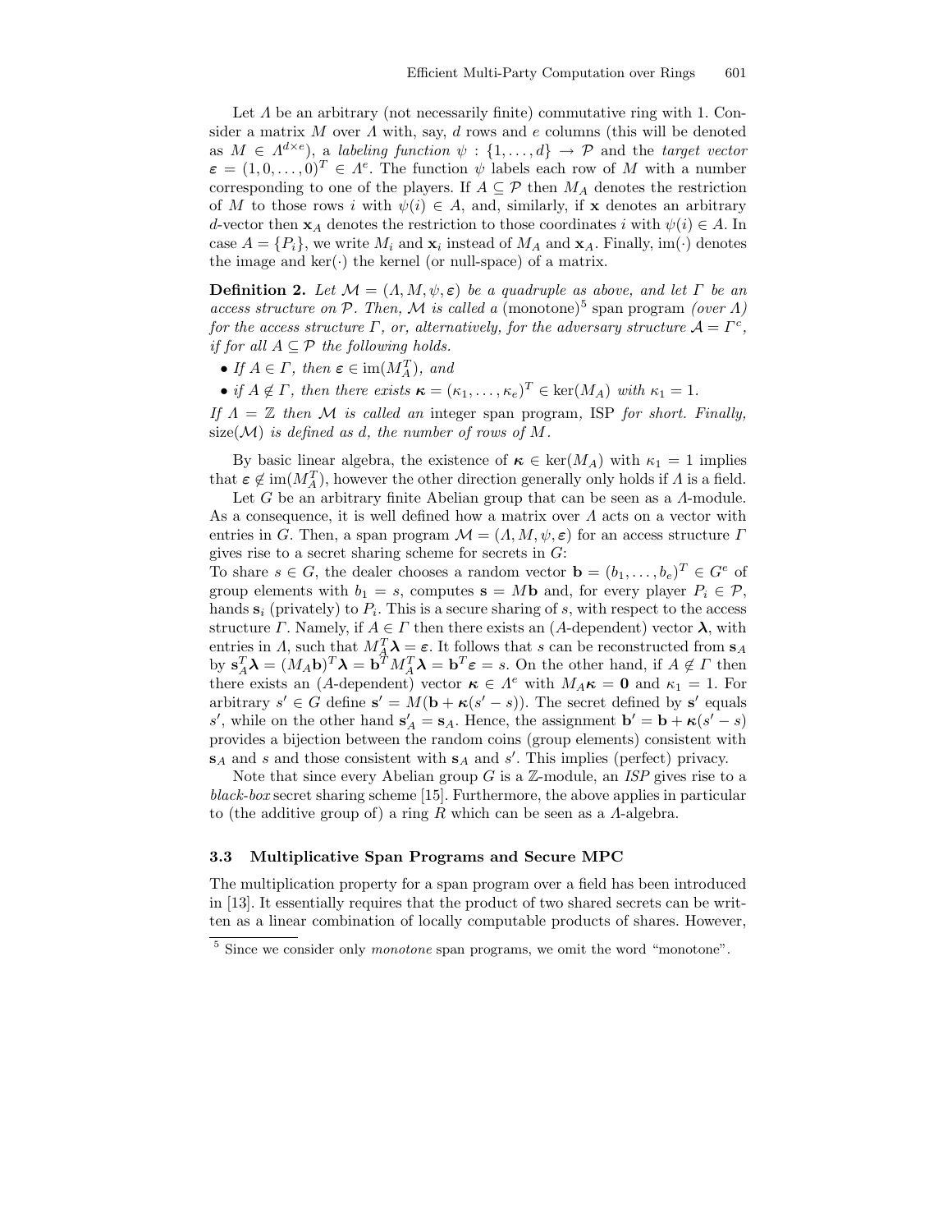Let $\Lambda$ be an arbitrary (not necessarily finite) commutative ring with 1. Consider a matrix $M$ over $\Lambda$ with, say, $d$ rows and $e$ columns (this will be denoted as $M \in \Lambda^{d\times e}$), a *labeling function* $\psi : \{1,\ldots,d\} \to \mathcal{P}$ and the *target vector* $\boldsymbol{\varepsilon} = (1,0,\ldots,0)^T \in \Lambda^e$. The function $\psi$ labels each row of $M$ with a number corresponding to one of the players. If $A \subseteq \mathcal{P}$ then $M_A$ denotes the restriction of $M$ to those rows $i$ with $\psi(i) \in A$, and, similarly, if $\mathbf{x}$ denotes an arbitrary $d$-vector then $\mathbf{x}_A$ denotes the restriction to those coordinates $i$ with $\psi(i) \in A$. In case $A = \{P_i\}$, we write $M_i$ and $\mathbf{x}_i$ instead of $M_A$ and $\mathbf{x}_A$. Finally, $\mathrm{im}(\cdot)$ denotes the image and $\ker(\cdot)$ the kernel (or null-space) of a matrix.

**Definition 2.** *Let $\mathcal{M} = (\Lambda, M, \psi, \boldsymbol{\varepsilon})$ be a quadruple as above, and let $\Gamma$ be an access structure on $\mathcal{P}$. Then, $\mathcal{M}$ is called a* (monotone)[5] span program *(over $\Lambda$) for the access structure $\Gamma$, or, alternatively, for the adversary structure $\mathcal{A} = \Gamma^c$, if for all $A \subseteq \mathcal{P}$ the following holds.*

- *If $A \in \Gamma$, then $\boldsymbol{\varepsilon} \in \mathrm{im}(M_A^T)$, and*
- *if $A \notin \Gamma$, then there exists $\boldsymbol{\kappa} = (\kappa_1,\ldots,\kappa_e)^T \in \ker(M_A)$ with $\kappa_1 = 1$.*

*If $\Lambda = \mathbb{Z}$ then $\mathcal{M}$ is called an* integer span program, ISP *for short. Finally,* $\mathrm{size}(\mathcal{M})$ *is defined as $d$, the number of rows of $M$.*

By basic linear algebra, the existence of $\boldsymbol{\kappa} \in \ker(M_A)$ with $\kappa_1 = 1$ implies that $\boldsymbol{\varepsilon} \notin \mathrm{im}(M_A^T)$, however the other direction generally only holds if $\Lambda$ is a field.

Let $G$ be an arbitrary finite Abelian group that can be seen as a $\Lambda$-module. As a consequence, it is well defined how a matrix over $\Lambda$ acts on a vector with entries in $G$. Then, a span program $\mathcal{M} = (\Lambda, M, \psi, \boldsymbol{\varepsilon})$ for an access structure $\Gamma$ gives rise to a secret sharing scheme for secrets in $G$:

To share $s \in G$, the dealer chooses a random vector $\mathbf{b} = (b_1,\ldots,b_e)^T \in G^e$ of group elements with $b_1 = s$, computes $\mathbf{s} = M\mathbf{b}$ and, for every player $P_i \in \mathcal{P}$, hands $\mathbf{s}_i$ (privately) to $P_i$. This is a secure sharing of $s$, with respect to the access structure $\Gamma$. Namely, if $A \in \Gamma$ then there exists an ($A$-dependent) vector $\boldsymbol{\lambda}$, with entries in $\Lambda$, such that $M_A^T\boldsymbol{\lambda} = \boldsymbol{\varepsilon}$. It follows that $s$ can be reconstructed from $\mathbf{s}_A$ by $\mathbf{s}_A^T\boldsymbol{\lambda} = (M_A\mathbf{b})^T\boldsymbol{\lambda} = \mathbf{b}^T M_A^T\boldsymbol{\lambda} = \mathbf{b}^T\boldsymbol{\varepsilon} = s$. On the other hand, if $A \notin \Gamma$ then there exists an ($A$-dependent) vector $\boldsymbol{\kappa} \in \Lambda^e$ with $M_A\boldsymbol{\kappa} = \mathbf{0}$ and $\kappa_1 = 1$. For arbitrary $s' \in G$ define $\mathbf{s}' = M(\mathbf{b} + \boldsymbol{\kappa}(s' - s))$. The secret defined by $\mathbf{s}'$ equals $s'$, while on the other hand $\mathbf{s}'_A = \mathbf{s}_A$. Hence, the assignment $\mathbf{b}' = \mathbf{b} + \boldsymbol{\kappa}(s' - s)$ provides a bijection between the random coins (group elements) consistent with $\mathbf{s}_A$ and $s$ and those consistent with $\mathbf{s}_A$ and $s'$. This implies (perfect) privacy.

Note that since every Abelian group $G$ is a $\mathbb{Z}$-module, an *ISP* gives rise to a *black-box* secret sharing scheme [15]. Furthermore, the above applies in particular to (the additive group of) a ring $R$ which can be seen as a $\Lambda$-algebra.

### 3.3 Multiplicative Span Programs and Secure MPC

The multiplication property for a span program over a field has been introduced in [13]. It essentially requires that the product of two shared secrets can be written as a linear combination of locally computable products of shares. However,

[5] Since we consider only *monotone* span programs, we omit the word "monotone".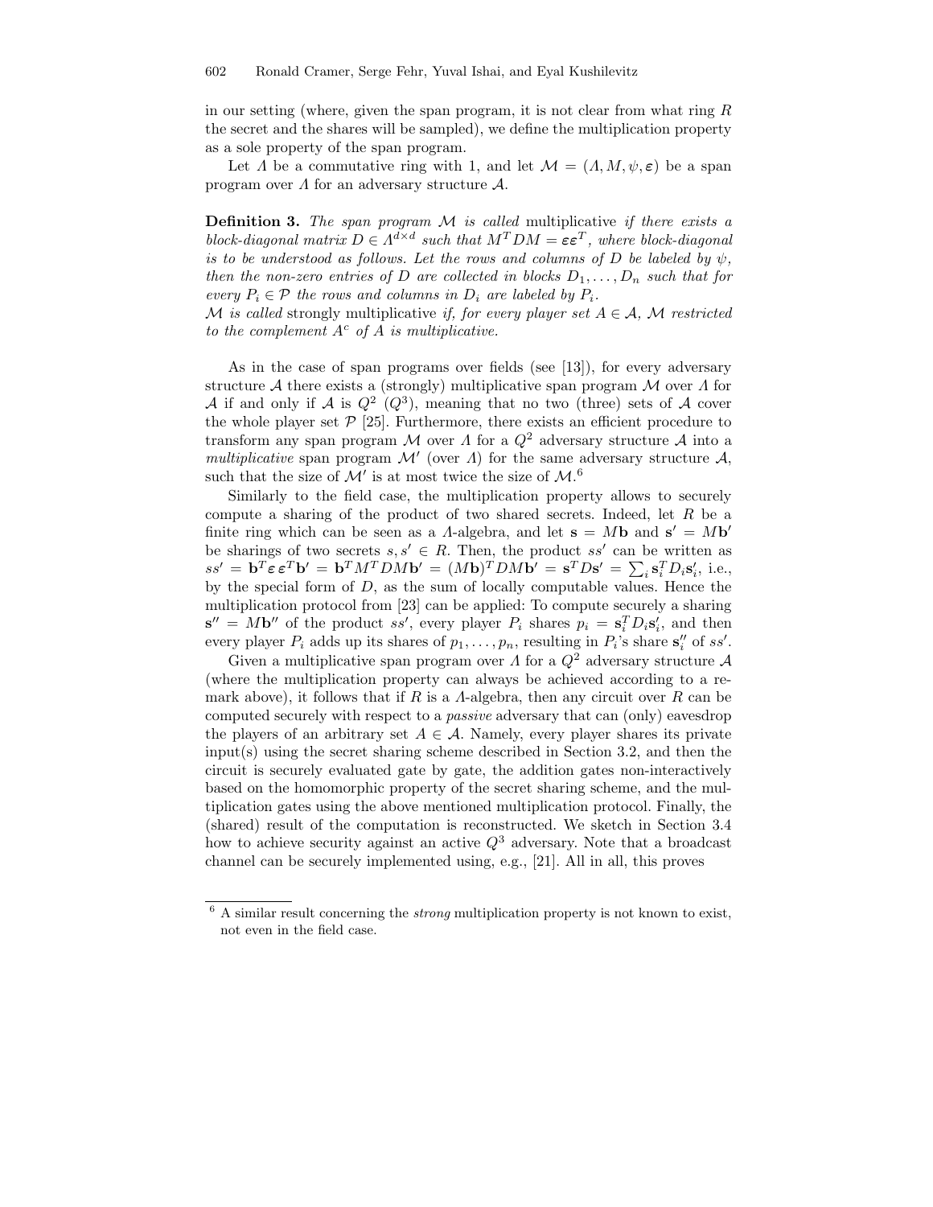in our setting (where, given the span program, it is not clear from what ring $R$ the secret and the shares will be sampled), we define the multiplication property as a sole property of the span program.

Let $\Lambda$ be a commutative ring with 1, and let $\mathcal{M} = (\Lambda, M, \psi, \boldsymbol{\varepsilon})$ be a span program over $\Lambda$ for an adversary structure $\mathcal{A}$.

**Definition 3.** *The span program $\mathcal{M}$ is called* multiplicative *if there exists a block-diagonal matrix $D \in \Lambda^{d \times d}$ such that $M^T D M = \boldsymbol{\varepsilon}\boldsymbol{\varepsilon}^T$, where block-diagonal is to be understood as follows. Let the rows and columns of $D$ be labeled by $\psi$, then the non-zero entries of $D$ are collected in blocks $D_1, \ldots, D_n$ such that for every $P_i \in \mathcal{P}$ the rows and columns in $D_i$ are labeled by $P_i$.*
*$\mathcal{M}$ is called* strongly multiplicative *if, for every player set $A \in \mathcal{A}$, $\mathcal{M}$ restricted to the complement $A^c$ of $A$ is multiplicative.*

As in the case of span programs over fields (see [13]), for every adversary structure $\mathcal{A}$ there exists a (strongly) multiplicative span program $\mathcal{M}$ over $\Lambda$ for $\mathcal{A}$ if and only if $\mathcal{A}$ is $Q^2$ ($Q^3$), meaning that no two (three) sets of $\mathcal{A}$ cover the whole player set $\mathcal{P}$ [25]. Furthermore, there exists an efficient procedure to transform any span program $\mathcal{M}$ over $\Lambda$ for a $Q^2$ adversary structure $\mathcal{A}$ into a *multiplicative* span program $\mathcal{M}'$ (over $\Lambda$) for the same adversary structure $\mathcal{A}$, such that the size of $\mathcal{M}'$ is at most twice the size of $\mathcal{M}$.[6]

Similarly to the field case, the multiplication property allows to securely compute a sharing of the product of two shared secrets. Indeed, let $R$ be a finite ring which can be seen as a $\Lambda$-algebra, and let $\mathbf{s} = M\mathbf{b}$ and $\mathbf{s}' = M\mathbf{b}'$ be sharings of two secrets $s, s' \in R$. Then, the product $ss'$ can be written as $ss' = \mathbf{b}^T \boldsymbol{\varepsilon}\,\boldsymbol{\varepsilon}^T \mathbf{b}' = \mathbf{b}^T M^T D M \mathbf{b}' = (M\mathbf{b})^T D M \mathbf{b}' = \mathbf{s}^T D \mathbf{s}' = \sum_i \mathbf{s}_i^T D_i \mathbf{s}_i'$, i.e., by the special form of $D$, as the sum of locally computable values. Hence the multiplication protocol from [23] can be applied: To compute securely a sharing $\mathbf{s}'' = M\mathbf{b}''$ of the product $ss'$, every player $P_i$ shares $p_i = \mathbf{s}_i^T D_i \mathbf{s}_i'$, and then every player $P_i$ adds up its shares of $p_1, \ldots, p_n$, resulting in $P_i$'s share $\mathbf{s}_i''$ of $ss'$.

Given a multiplicative span program over $\Lambda$ for a $Q^2$ adversary structure $\mathcal{A}$ (where the multiplication property can always be achieved according to a remark above), it follows that if $R$ is a $\Lambda$-algebra, then any circuit over $R$ can be computed securely with respect to a *passive* adversary that can (only) eavesdrop the players of an arbitrary set $A \in \mathcal{A}$. Namely, every player shares its private input(s) using the secret sharing scheme described in Section 3.2, and then the circuit is securely evaluated gate by gate, the addition gates non-interactively based on the homomorphic property of the secret sharing scheme, and the multiplication gates using the above mentioned multiplication protocol. Finally, the (shared) result of the computation is reconstructed. We sketch in Section 3.4 how to achieve security against an active $Q^3$ adversary. Note that a broadcast channel can be securely implemented using, e.g., [21]. All in all, this proves

[6] A similar result concerning the *strong* multiplication property is not known to exist, not even in the field case.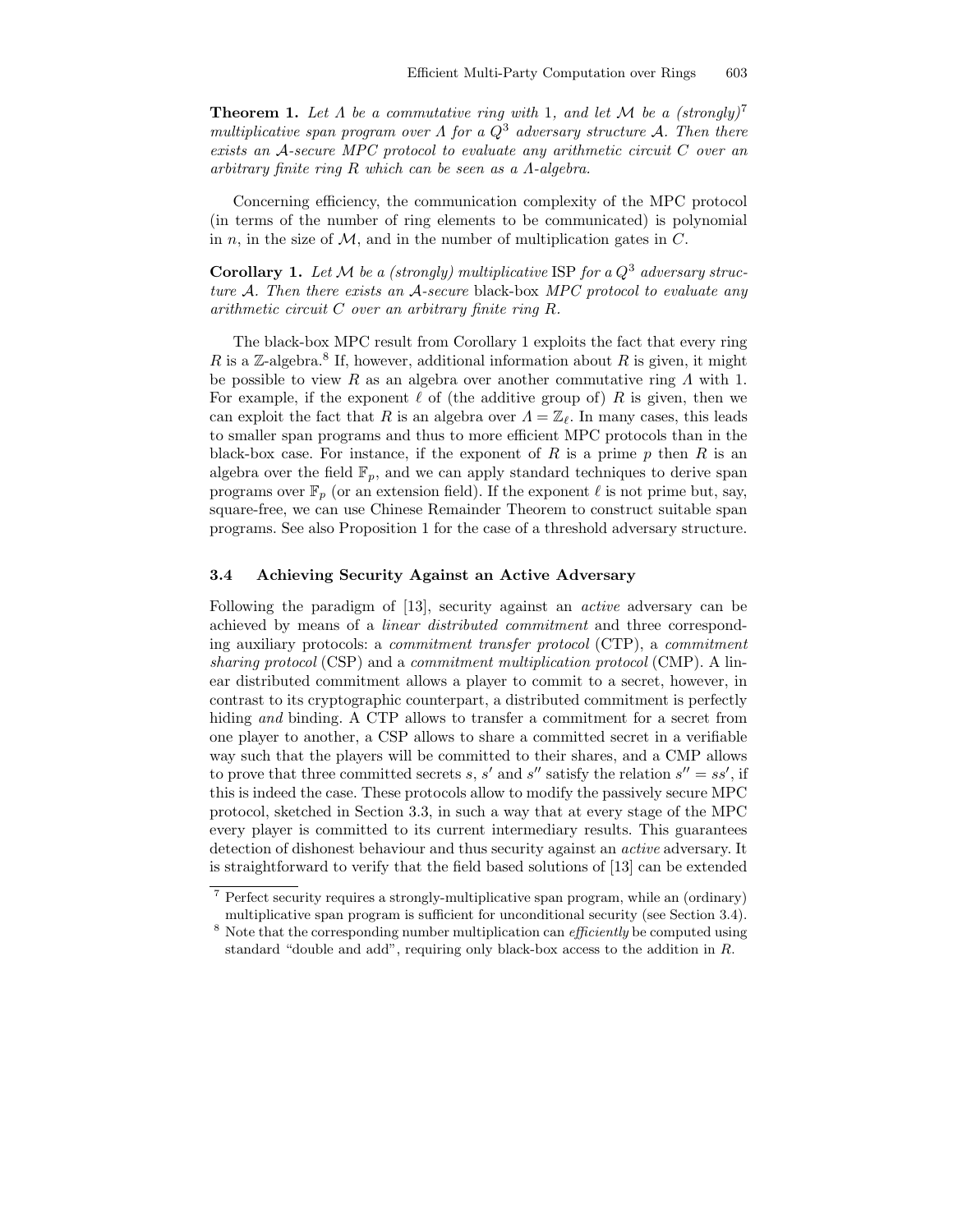**Theorem 1.** *Let $\Lambda$ be a commutative ring with 1, and let $\mathcal{M}$ be a (strongly)*[7] *multiplicative span program over $\Lambda$ for a $Q^3$ adversary structure $\mathcal{A}$. Then there exists an $\mathcal{A}$-secure MPC protocol to evaluate any arithmetic circuit $C$ over an arbitrary finite ring $R$ which can be seen as a $\Lambda$-algebra.*

Concerning efficiency, the communication complexity of the MPC protocol (in terms of the number of ring elements to be communicated) is polynomial in $n$, in the size of $\mathcal{M}$, and in the number of multiplication gates in $C$.

**Corollary 1.** *Let $\mathcal{M}$ be a (strongly) multiplicative* ISP *for a $Q^3$ adversary structure $\mathcal{A}$. Then there exists an $\mathcal{A}$-secure* black-box *MPC protocol to evaluate any arithmetic circuit $C$ over an arbitrary finite ring $R$.*

The black-box MPC result from Corollary 1 exploits the fact that every ring $R$ is a $\mathbb{Z}$-algebra.[8] If, however, additional information about $R$ is given, it might be possible to view $R$ as an algebra over another commutative ring $\Lambda$ with 1. For example, if the exponent $\ell$ of (the additive group of) $R$ is given, then we can exploit the fact that $R$ is an algebra over $\Lambda = \mathbb{Z}_\ell$. In many cases, this leads to smaller span programs and thus to more efficient MPC protocols than in the black-box case. For instance, if the exponent of $R$ is a prime $p$ then $R$ is an algebra over the field $\mathbb{F}_p$, and we can apply standard techniques to derive span programs over $\mathbb{F}_p$ (or an extension field). If the exponent $\ell$ is not prime but, say, square-free, we can use Chinese Remainder Theorem to construct suitable span programs. See also Proposition 1 for the case of a threshold adversary structure.

### 3.4 Achieving Security Against an Active Adversary

Following the paradigm of [13], security against an *active* adversary can be achieved by means of a *linear distributed commitment* and three corresponding auxiliary protocols: a *commitment transfer protocol* (CTP), a *commitment sharing protocol* (CSP) and a *commitment multiplication protocol* (CMP). A linear distributed commitment allows a player to commit to a secret, however, in contrast to its cryptographic counterpart, a distributed commitment is perfectly hiding *and* binding. A CTP allows to transfer a commitment for a secret from one player to another, a CSP allows to share a committed secret in a verifiable way such that the players will be committed to their shares, and a CMP allows to prove that three committed secrets $s$, $s'$ and $s''$ satisfy the relation $s'' = ss'$, if this is indeed the case. These protocols allow to modify the passively secure MPC protocol, sketched in Section 3.3, in such a way that at every stage of the MPC every player is committed to its current intermediary results. This guarantees detection of dishonest behaviour and thus security against an *active* adversary. It is straightforward to verify that the field based solutions of [13] can be extended

---

[7] Perfect security requires a strongly-multiplicative span program, while an (ordinary) multiplicative span program is sufficient for unconditional security (see Section 3.4).

[8] Note that the corresponding number multiplication can *efficiently* be computed using standard "double and add", requiring only black-box access to the addition in $R$.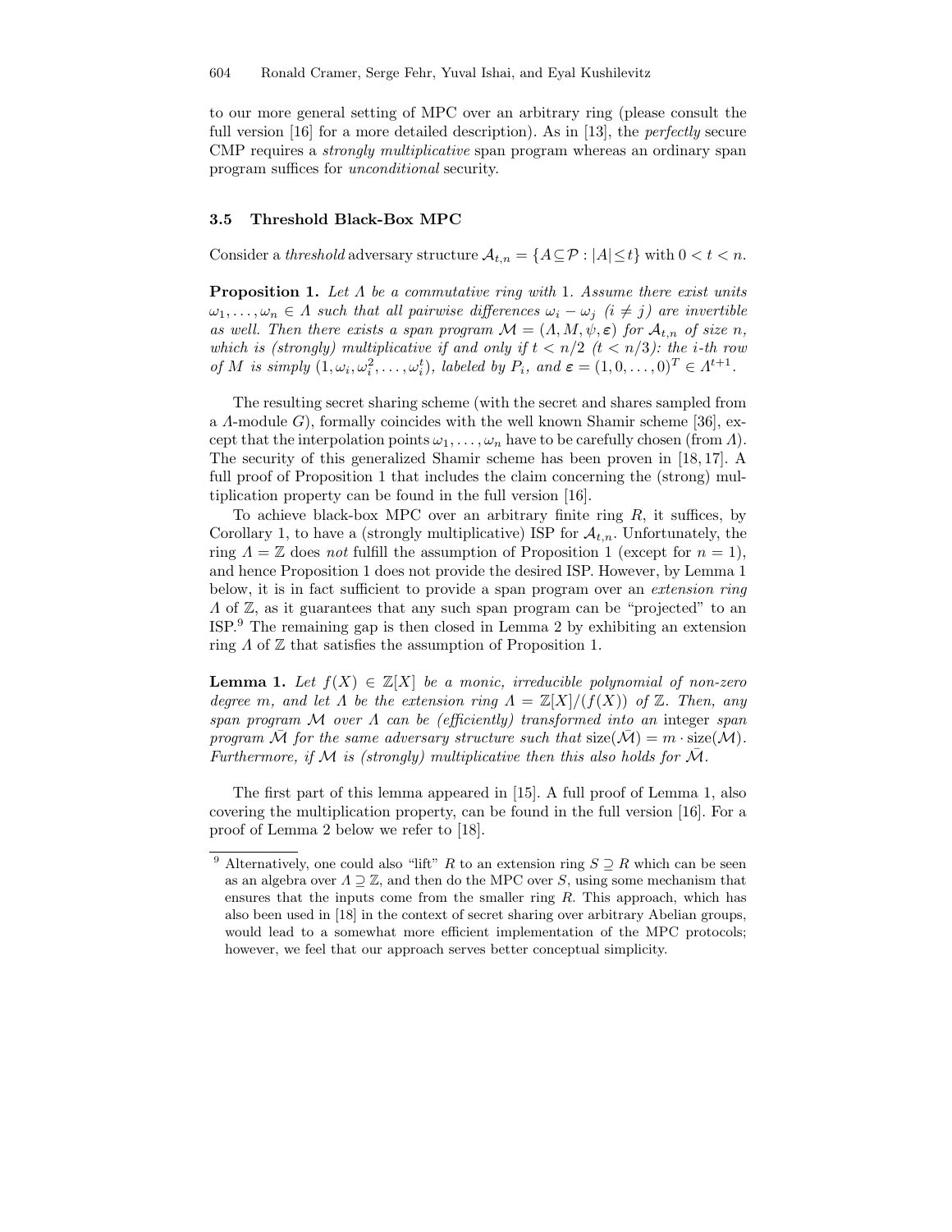to our more general setting of MPC over an arbitrary ring (please consult the full version [16] for a more detailed description). As in [13], the *perfectly* secure CMP requires a *strongly multiplicative* span program whereas an ordinary span program suffices for *unconditional* security.

### 3.5 Threshold Black-Box MPC

Consider a *threshold* adversary structure $\mathcal{A}_{t,n} = \{A \subseteq \mathcal{P} : |A| \leq t\}$ with $0 < t < n$.

**Proposition 1.** *Let $\Lambda$ be a commutative ring with 1. Assume there exist units $\omega_1, \ldots, \omega_n \in \Lambda$ such that all pairwise differences $\omega_i - \omega_j$ $(i \neq j)$ are invertible as well. Then there exists a span program $\mathcal{M} = (\Lambda, M, \psi, \boldsymbol{\varepsilon})$ for $\mathcal{A}_{t,n}$ of size $n$, which is (strongly) multiplicative if and only if $t < n/2$ $(t < n/3)$: the $i$-th row of $M$ is simply $(1, \omega_i, \omega_i^2, \ldots, \omega_i^t)$, labeled by $P_i$, and $\boldsymbol{\varepsilon} = (1, 0, \ldots, 0)^T \in \Lambda^{t+1}$.*

The resulting secret sharing scheme (with the secret and shares sampled from a $\Lambda$-module $G$), formally coincides with the well known Shamir scheme [36], except that the interpolation points $\omega_1, \ldots, \omega_n$ have to be carefully chosen (from $\Lambda$). The security of this generalized Shamir scheme has been proven in [18, 17]. A full proof of Proposition 1 that includes the claim concerning the (strong) multiplication property can be found in the full version [16].

To achieve black-box MPC over an arbitrary finite ring $R$, it suffices, by Corollary 1, to have a (strongly multiplicative) ISP for $\mathcal{A}_{t,n}$. Unfortunately, the ring $\Lambda = \mathbb{Z}$ does *not* fulfill the assumption of Proposition 1 (except for $n = 1$), and hence Proposition 1 does not provide the desired ISP. However, by Lemma 1 below, it is in fact sufficient to provide a span program over an *extension ring* $\Lambda$ of $\mathbb{Z}$, as it guarantees that any such span program can be "projected" to an ISP.[9] The remaining gap is then closed in Lemma 2 by exhibiting an extension ring $\Lambda$ of $\mathbb{Z}$ that satisfies the assumption of Proposition 1.

**Lemma 1.** *Let $f(X) \in \mathbb{Z}[X]$ be a monic, irreducible polynomial of non-zero degree $m$, and let $\Lambda$ be the extension ring $\Lambda = \mathbb{Z}[X]/(f(X))$ of $\mathbb{Z}$. Then, any span program $\mathcal{M}$ over $\Lambda$ can be (efficiently) transformed into an* integer *span program $\bar{\mathcal{M}}$ for the same adversary structure such that $\text{size}(\bar{\mathcal{M}}) = m \cdot \text{size}(\mathcal{M})$. Furthermore, if $\mathcal{M}$ is (strongly) multiplicative then this also holds for $\bar{\mathcal{M}}$.*

The first part of this lemma appeared in [15]. A full proof of Lemma 1, also covering the multiplication property, can be found in the full version [16]. For a proof of Lemma 2 below we refer to [18].

[9] Alternatively, one could also "lift" $R$ to an extension ring $S \supseteq R$ which can be seen as an algebra over $\Lambda \supseteq \mathbb{Z}$, and then do the MPC over $S$, using some mechanism that ensures that the inputs come from the smaller ring $R$. This approach, which has also been used in [18] in the context of secret sharing over arbitrary Abelian groups, would lead to a somewhat more efficient implementation of the MPC protocols; however, we feel that our approach serves better conceptual simplicity.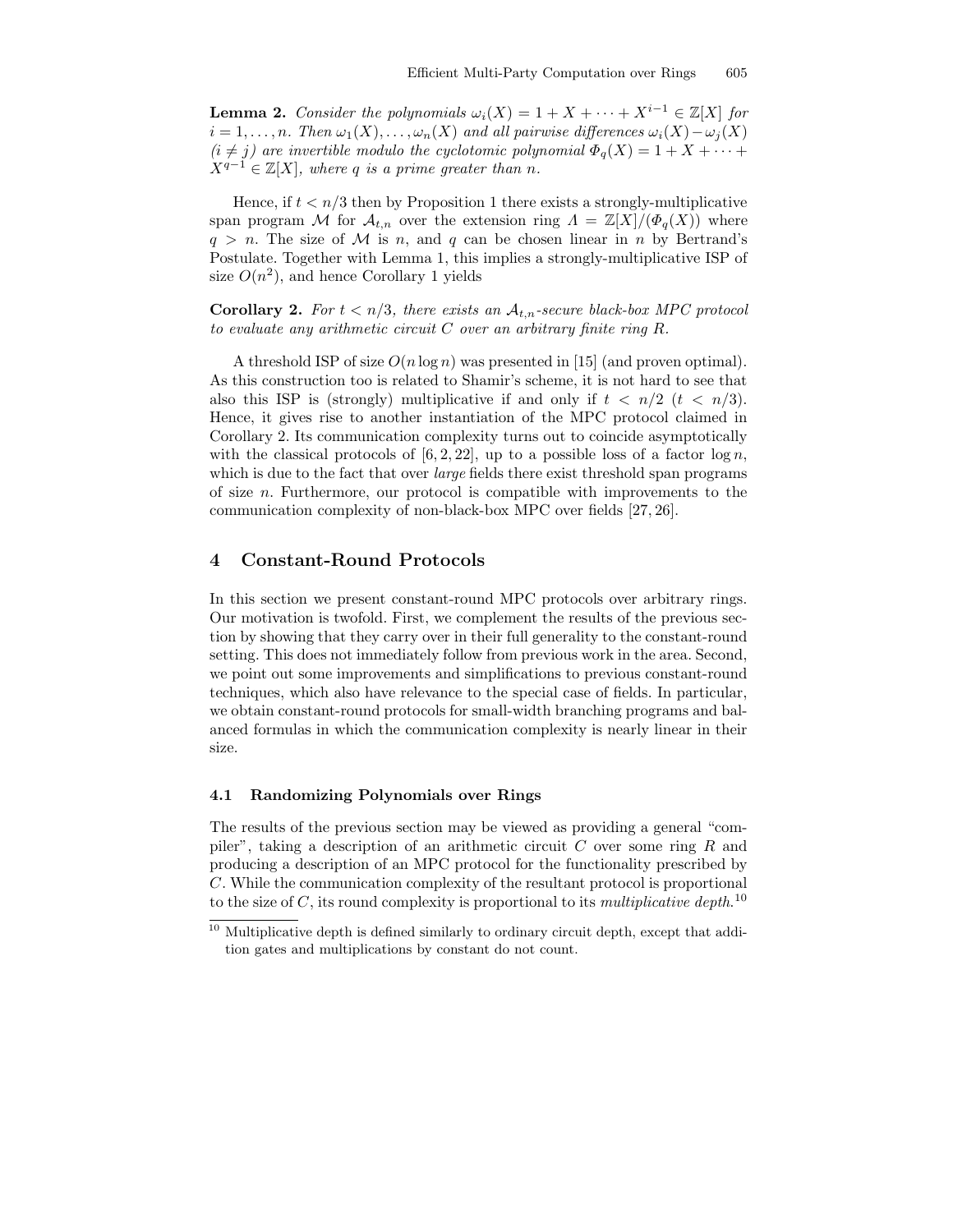**Lemma 2.** *Consider the polynomials $\omega_i(X) = 1 + X + \cdots + X^{i-1} \in \mathbb{Z}[X]$ for $i = 1, \ldots, n$. Then $\omega_1(X), \ldots, \omega_n(X)$ and all pairwise differences $\omega_i(X) - \omega_j(X)$ $(i \neq j)$ are invertible modulo the cyclotomic polynomial $\Phi_q(X) = 1 + X + \cdots + X^{q-1} \in \mathbb{Z}[X]$, where $q$ is a prime greater than $n$.*

Hence, if $t < n/3$ then by Proposition 1 there exists a strongly-multiplicative span program $\mathcal{M}$ for $\mathcal{A}_{t,n}$ over the extension ring $\Lambda = \mathbb{Z}[X]/(\Phi_q(X))$ where $q > n$. The size of $\mathcal{M}$ is $n$, and $q$ can be chosen linear in $n$ by Bertrand's Postulate. Together with Lemma 1, this implies a strongly-multiplicative ISP of size $O(n^2)$, and hence Corollary 1 yields

**Corollary 2.** *For $t < n/3$, there exists an $\mathcal{A}_{t,n}$-secure black-box MPC protocol to evaluate any arithmetic circuit $C$ over an arbitrary finite ring $R$.*

A threshold ISP of size $O(n \log n)$ was presented in [15] (and proven optimal). As this construction too is related to Shamir's scheme, it is not hard to see that also this ISP is (strongly) multiplicative if and only if $t < n/2$ $(t < n/3)$. Hence, it gives rise to another instantiation of the MPC protocol claimed in Corollary 2. Its communication complexity turns out to coincide asymptotically with the classical protocols of [6, 2, 22], up to a possible loss of a factor $\log n$, which is due to the fact that over *large* fields there exist threshold span programs of size $n$. Furthermore, our protocol is compatible with improvements to the communication complexity of non-black-box MPC over fields [27, 26].

## 4 Constant-Round Protocols

In this section we present constant-round MPC protocols over arbitrary rings. Our motivation is twofold. First, we complement the results of the previous section by showing that they carry over in their full generality to the constant-round setting. This does not immediately follow from previous work in the area. Second, we point out some improvements and simplifications to previous constant-round techniques, which also have relevance to the special case of fields. In particular, we obtain constant-round protocols for small-width branching programs and balanced formulas in which the communication complexity is nearly linear in their size.

### 4.1 Randomizing Polynomials over Rings

The results of the previous section may be viewed as providing a general "compiler", taking a description of an arithmetic circuit $C$ over some ring $R$ and producing a description of an MPC protocol for the functionality prescribed by $C$. While the communication complexity of the resultant protocol is proportional to the size of $C$, its round complexity is proportional to its *multiplicative depth*.[10]

[10] Multiplicative depth is defined similarly to ordinary circuit depth, except that addition gates and multiplications by constant do not count.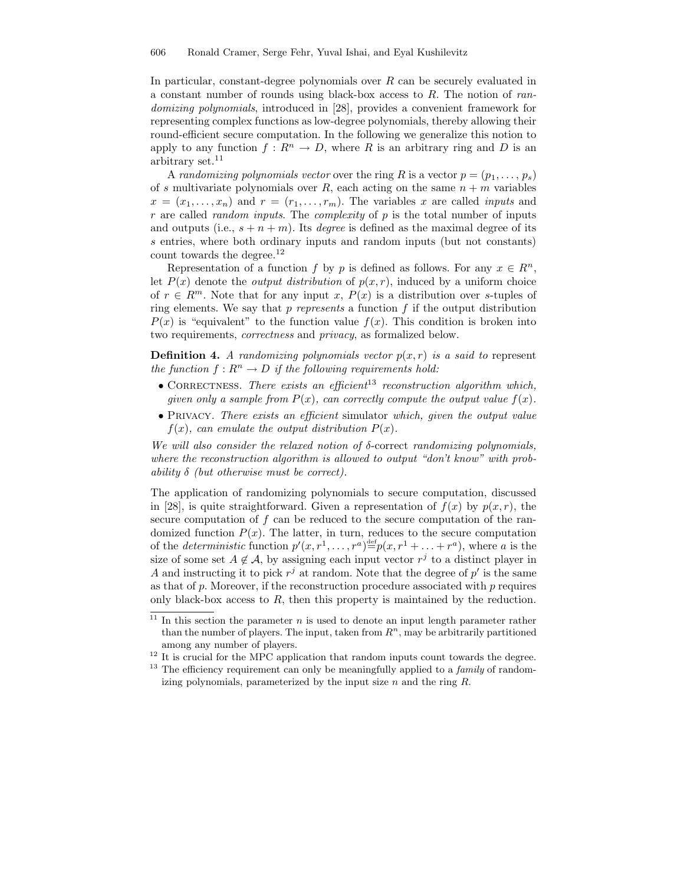In particular, constant-degree polynomials over $R$ can be securely evaluated in a constant number of rounds using black-box access to $R$. The notion of *randomizing polynomials*, introduced in [28], provides a convenient framework for representing complex functions as low-degree polynomials, thereby allowing their round-efficient secure computation. In the following we generalize this notion to apply to any function $f : R^n \to D$, where $R$ is an arbitrary ring and $D$ is an arbitrary set.[11]

A *randomizing polynomials vector* over the ring $R$ is a vector $p = (p_1, \ldots, p_s)$ of $s$ multivariate polynomials over $R$, each acting on the same $n + m$ variables $x = (x_1, \ldots, x_n)$ and $r = (r_1, \ldots, r_m)$. The variables $x$ are called *inputs* and $r$ are called *random inputs*. The *complexity* of $p$ is the total number of inputs and outputs (i.e., $s + n + m$). Its *degree* is defined as the maximal degree of its $s$ entries, where both ordinary inputs and random inputs (but not constants) count towards the degree.[12]

Representation of a function $f$ by $p$ is defined as follows. For any $x \in R^n$, let $P(x)$ denote the *output distribution* of $p(x, r)$, induced by a uniform choice of $r \in R^m$. Note that for any input $x$, $P(x)$ is a distribution over $s$-tuples of ring elements. We say that $p$ *represents* a function $f$ if the output distribution $P(x)$ is "equivalent" to the function value $f(x)$. This condition is broken into two requirements, *correctness* and *privacy*, as formalized below.

**Definition 4.** *A randomizing polynomials vector $p(x, r)$ is a said to* represent *the function $f : R^n \to D$ if the following requirements hold:*

- Correctness. *There exists an efficient*[13] *reconstruction algorithm which, given only a sample from $P(x)$, can correctly compute the output value $f(x)$.*
- Privacy. *There exists an efficient* simulator *which, given the output value $f(x)$, can emulate the output distribution $P(x)$.*

*We will also consider the relaxed notion of $\delta$-*correct *randomizing polynomials, where the reconstruction algorithm is allowed to output "don't know" with probability $\delta$ (but otherwise must be correct).*

The application of randomizing polynomials to secure computation, discussed in [28], is quite straightforward. Given a representation of $f(x)$ by $p(x, r)$, the secure computation of $f$ can be reduced to the secure computation of the randomized function $P(x)$. The latter, in turn, reduces to the secure computation of the *deterministic* function $p'(x, r^1, \ldots, r^a) \stackrel{\text{def}}{=} p(x, r^1 + \ldots + r^a)$, where $a$ is the size of some set $A \notin \mathcal{A}$, by assigning each input vector $r^j$ to a distinct player in $A$ and instructing it to pick $r^j$ at random. Note that the degree of $p'$ is the same as that of $p$. Moreover, if the reconstruction procedure associated with $p$ requires only black-box access to $R$, then this property is maintained by the reduction.

---

[11] In this section the parameter $n$ is used to denote an input length parameter rather than the number of players. The input, taken from $R^n$, may be arbitrarily partitioned among any number of players.

[12] It is crucial for the MPC application that random inputs count towards the degree.

[13] The efficiency requirement can only be meaningfully applied to a *family* of randomizing polynomials, parameterized by the input size $n$ and the ring $R$.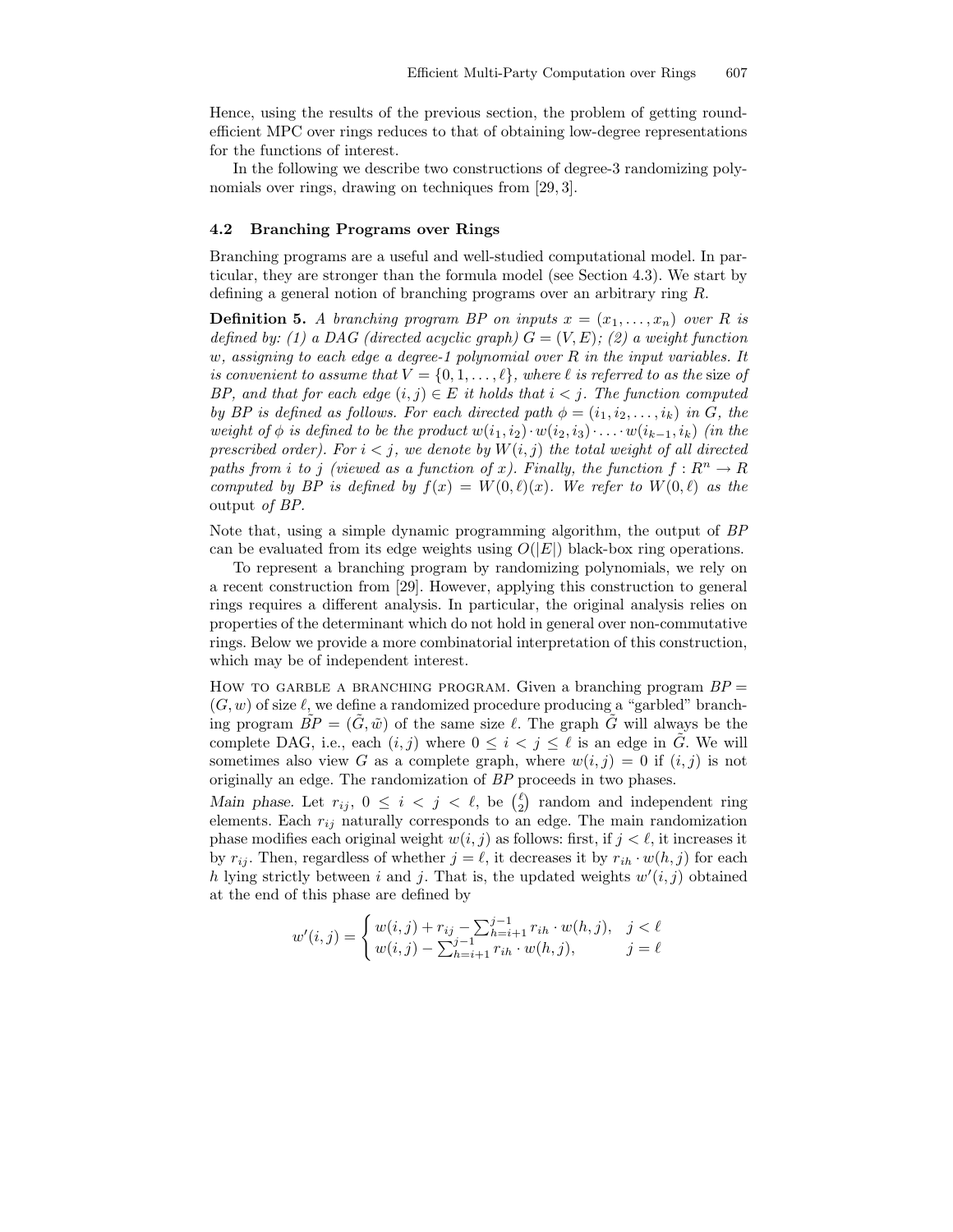Hence, using the results of the previous section, the problem of getting round-efficient MPC over rings reduces to that of obtaining low-degree representations for the functions of interest.

In the following we describe two constructions of degree-3 randomizing polynomials over rings, drawing on techniques from [29, 3].

### 4.2 Branching Programs over Rings

Branching programs are a useful and well-studied computational model. In particular, they are stronger than the formula model (see Section 4.3). We start by defining a general notion of branching programs over an arbitrary ring $R$.

**Definition 5.** *A branching program BP on inputs $x = (x_1, \ldots, x_n)$ over $R$ is defined by: (1) a DAG (directed acyclic graph) $G = (V, E)$; (2) a weight function $w$, assigning to each edge a degree-1 polynomial over $R$ in the input variables. It is convenient to assume that $V = \{0, 1, \ldots, \ell\}$, where $\ell$ is referred to as the* size *of BP, and that for each edge $(i, j) \in E$ it holds that $i < j$. The function computed by BP is defined as follows. For each directed path $\phi = (i_1, i_2, \ldots, i_k)$ in $G$, the weight of $\phi$ is defined to be the product $w(i_1, i_2) \cdot w(i_2, i_3) \cdot \ldots \cdot w(i_{k-1}, i_k)$ (in the prescribed order). For $i < j$, we denote by $W(i, j)$ the total weight of all directed paths from $i$ to $j$ (viewed as a function of $x$). Finally, the function $f : R^n \to R$ computed by BP is defined by $f(x) = W(0, \ell)(x)$. We refer to $W(0, \ell)$ as the* output *of BP.*

Note that, using a simple dynamic programming algorithm, the output of $BP$ can be evaluated from its edge weights using $O(|E|)$ black-box ring operations.

To represent a branching program by randomizing polynomials, we rely on a recent construction from [29]. However, applying this construction to general rings requires a different analysis. In particular, the original analysis relies on properties of the determinant which do not hold in general over non-commutative rings. Below we provide a more combinatorial interpretation of this construction, which may be of independent interest.

HOW TO GARBLE A BRANCHING PROGRAM. Given a branching program $BP = (G, w)$ of size $\ell$, we define a randomized procedure producing a "garbled" branching program $\tilde{BP} = (\tilde{G}, \tilde{w})$ of the same size $\ell$. The graph $\tilde{G}$ will always be the complete DAG, i.e., each $(i, j)$ where $0 \le i < j \le \ell$ is an edge in $\tilde{G}$. We will sometimes also view $G$ as a complete graph, where $w(i, j) = 0$ if $(i, j)$ is not originally an edge. The randomization of $BP$ proceeds in two phases.

*Main phase.* Let $r_{ij}$, $0 \le i < j < \ell$, be $\binom{\ell}{2}$ random and independent ring elements. Each $r_{ij}$ naturally corresponds to an edge. The main randomization phase modifies each original weight $w(i, j)$ as follows: first, if $j < \ell$, it increases it by $r_{ij}$. Then, regardless of whether $j = \ell$, it decreases it by $r_{ih} \cdot w(h, j)$ for each $h$ lying strictly between $i$ and $j$. That is, the updated weights $w'(i, j)$ obtained at the end of this phase are defined by

$$w'(i,j) = \begin{cases} w(i,j) + r_{ij} - \sum_{h=i+1}^{j-1} r_{ih} \cdot w(h,j), & j < \ell \\ w(i,j) - \sum_{h=i+1}^{j-1} r_{ih} \cdot w(h,j), & j = \ell \end{cases}$$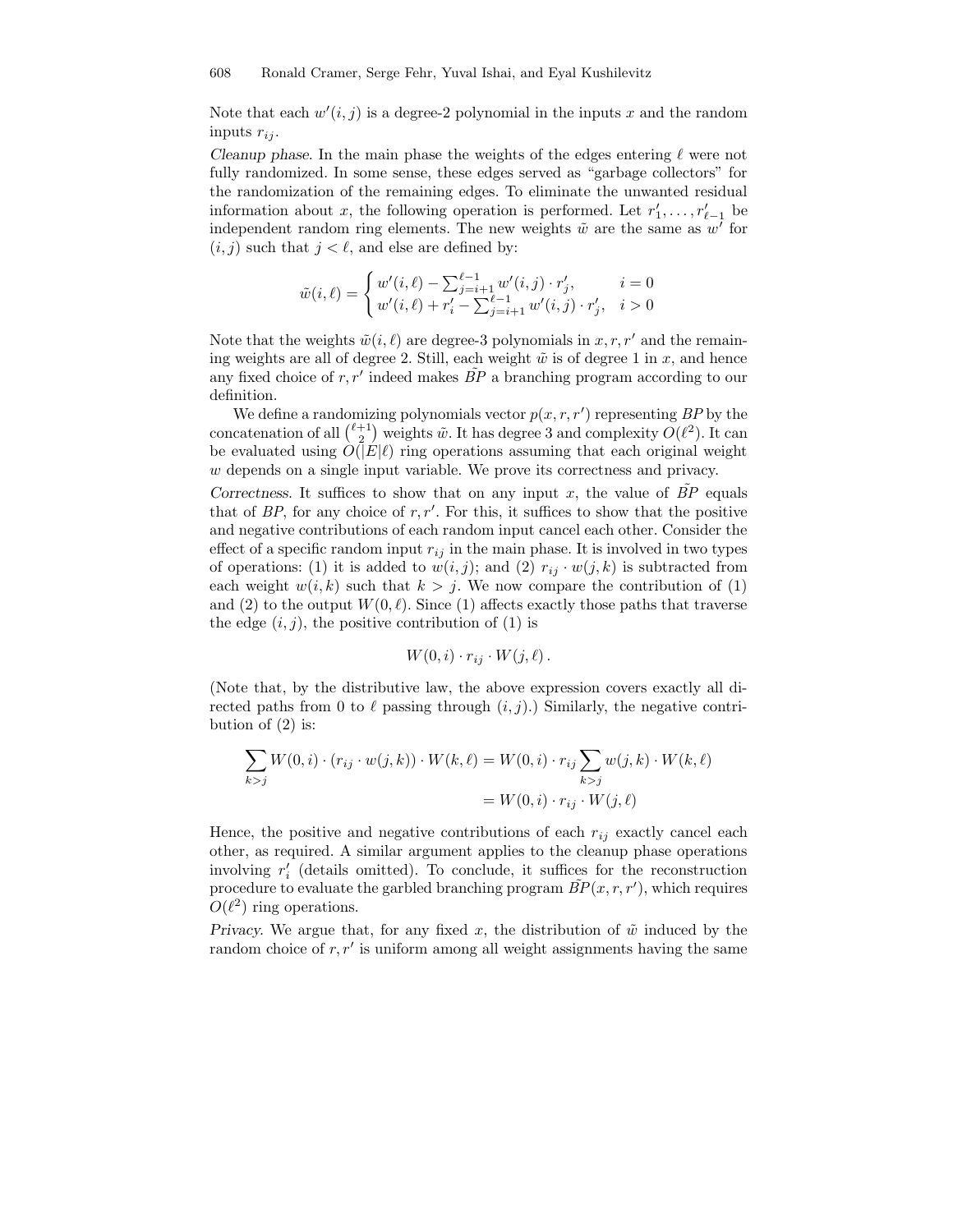Note that each $w'(i,j)$ is a degree-2 polynomial in the inputs $x$ and the random inputs $r_{ij}$.

*Cleanup phase.* In the main phase the weights of the edges entering $\ell$ were not fully randomized. In some sense, these edges served as "garbage collectors" for the randomization of the remaining edges. To eliminate the unwanted residual information about $x$, the following operation is performed. Let $r'_1, \ldots, r'_{\ell-1}$ be independent random ring elements. The new weights $\tilde{w}$ are the same as $w'$ for $(i,j)$ such that $j < \ell$, and else are defined by:

$$\tilde{w}(i,\ell) = \begin{cases} w'(i,\ell) - \sum_{j=i+1}^{\ell-1} w'(i,j) \cdot r'_j, & i = 0 \\ w'(i,\ell) + r'_i - \sum_{j=i+1}^{\ell-1} w'(i,j) \cdot r'_j, & i > 0 \end{cases}$$

Note that the weights $\tilde{w}(i,\ell)$ are degree-3 polynomials in $x, r, r'$ and the remaining weights are all of degree 2. Still, each weight $\tilde{w}$ is of degree 1 in $x$, and hence any fixed choice of $r, r'$ indeed makes $\tilde{BP}$ a branching program according to our definition.

We define a randomizing polynomials vector $p(x, r, r')$ representing $BP$ by the concatenation of all $\binom{\ell+1}{2}$ weights $\tilde{w}$. It has degree 3 and complexity $O(\ell^2)$. It can be evaluated using $O(|E|\ell)$ ring operations assuming that each original weight $w$ depends on a single input variable. We prove its correctness and privacy.

*Correctness.* It suffices to show that on any input $x$, the value of $\tilde{BP}$ equals that of $BP$, for any choice of $r, r'$. For this, it suffices to show that the positive and negative contributions of each random input cancel each other. Consider the effect of a specific random input $r_{ij}$ in the main phase. It is involved in two types of operations: (1) it is added to $w(i,j)$; and (2) $r_{ij} \cdot w(j,k)$ is subtracted from each weight $w(i,k)$ such that $k > j$. We now compare the contribution of (1) and (2) to the output $W(0,\ell)$. Since (1) affects exactly those paths that traverse the edge $(i,j)$, the positive contribution of (1) is

$$W(0,i) \cdot r_{ij} \cdot W(j,\ell)\,.$$

(Note that, by the distributive law, the above expression covers exactly all directed paths from 0 to $\ell$ passing through $(i,j)$.) Similarly, the negative contribution of (2) is:

$$\begin{aligned} \sum_{k>j} W(0,i) \cdot (r_{ij} \cdot w(j,k)) \cdot W(k,\ell) &= W(0,i) \cdot r_{ij} \sum_{k>j} w(j,k) \cdot W(k,\ell) \\ &= W(0,i) \cdot r_{ij} \cdot W(j,\ell) \end{aligned}$$

Hence, the positive and negative contributions of each $r_{ij}$ exactly cancel each other, as required. A similar argument applies to the cleanup phase operations involving $r'_i$ (details omitted). To conclude, it suffices for the reconstruction procedure to evaluate the garbled branching program $\tilde{BP}(x, r, r')$, which requires $O(\ell^2)$ ring operations.

*Privacy.* We argue that, for any fixed $x$, the distribution of $\tilde{w}$ induced by the random choice of $r, r'$ is uniform among all weight assignments having the same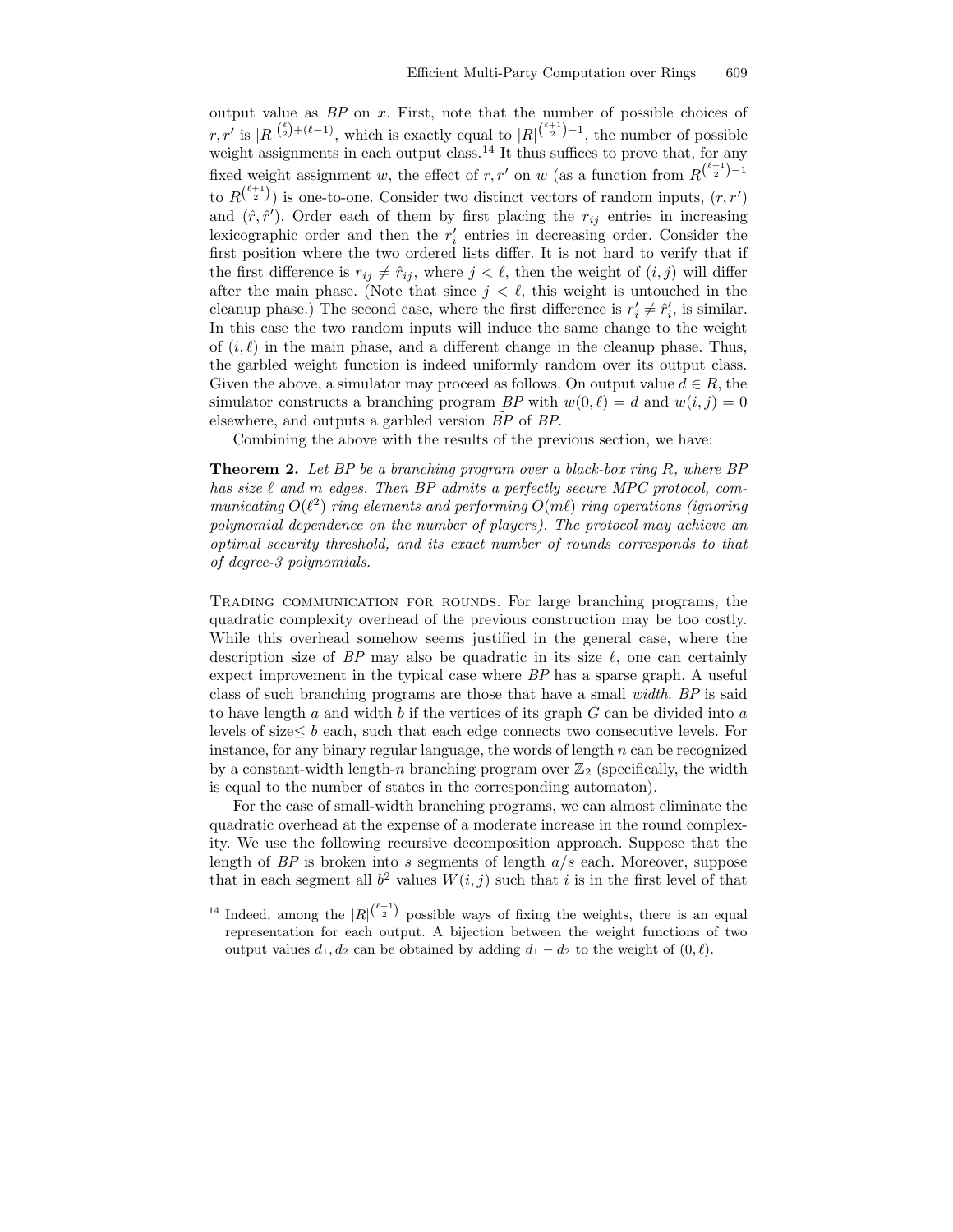output value as $BP$ on $x$. First, note that the number of possible choices of $r, r'$ is $|R|^{\binom{\ell}{2}+(\ell-1)}$, which is exactly equal to $|R|^{\binom{\ell+1}{2}-1}$, the number of possible weight assignments in each output class.[14] It thus suffices to prove that, for any fixed weight assignment $w$, the effect of $r, r'$ on $w$ (as a function from $R^{\binom{\ell+1}{2}-1}$ to $R^{\binom{\ell+1}{2}}$) is one-to-one. Consider two distinct vectors of random inputs, $(r, r')$ and $(\hat{r}, \hat{r}')$. Order each of them by first placing the $r_{ij}$ entries in increasing lexicographic order and then the $r'_i$ entries in decreasing order. Consider the first position where the two ordered lists differ. It is not hard to verify that if the first difference is $r_{ij} \neq \hat{r}_{ij}$, where $j < \ell$, then the weight of $(i, j)$ will differ after the main phase. (Note that since $j < \ell$, this weight is untouched in the cleanup phase.) The second case, where the first difference is $r'_i \neq \hat{r}'_i$, is similar. In this case the two random inputs will induce the same change to the weight of $(i, \ell)$ in the main phase, and a different change in the cleanup phase. Thus, the garbled weight function is indeed uniformly random over its output class. Given the above, a simulator may proceed as follows. On output value $d \in R$, the simulator constructs a branching program $BP$ with $w(0, \ell) = d$ and $w(i, j) = 0$ elsewhere, and outputs a garbled version $\tilde{BP}$ of $BP$.

Combining the above with the results of the previous section, we have:

**Theorem 2.** *Let $BP$ be a branching program over a black-box ring $R$, where $BP$ has size $\ell$ and $m$ edges. Then $BP$ admits a perfectly secure MPC protocol, communicating $O(\ell^2)$ ring elements and performing $O(m\ell)$ ring operations (ignoring polynomial dependence on the number of players). The protocol may achieve an optimal security threshold, and its exact number of rounds corresponds to that of degree-3 polynomials.*

Trading communication for rounds. For large branching programs, the quadratic complexity overhead of the previous construction may be too costly. While this overhead somehow seems justified in the general case, where the description size of $BP$ may also be quadratic in its size $\ell$, one can certainly expect improvement in the typical case where $BP$ has a sparse graph. A useful class of such branching programs are those that have a small *width*. $BP$ is said to have length $a$ and width $b$ if the vertices of its graph $G$ can be divided into $a$ levels of size $\leq b$ each, such that each edge connects two consecutive levels. For instance, for any binary regular language, the words of length $n$ can be recognized by a constant-width length-$n$ branching program over $\mathbb{Z}_2$ (specifically, the width is equal to the number of states in the corresponding automaton).

For the case of small-width branching programs, we can almost eliminate the quadratic overhead at the expense of a moderate increase in the round complexity. We use the following recursive decomposition approach. Suppose that the length of $BP$ is broken into $s$ segments of length $a/s$ each. Moreover, suppose that in each segment all $b^2$ values $W(i, j)$ such that $i$ is in the first level of that

[14] Indeed, among the $|R|^{\binom{\ell+1}{2}}$ possible ways of fixing the weights, there is an equal representation for each output. A bijection between the weight functions of two output values $d_1, d_2$ can be obtained by adding $d_1 - d_2$ to the weight of $(0, \ell)$.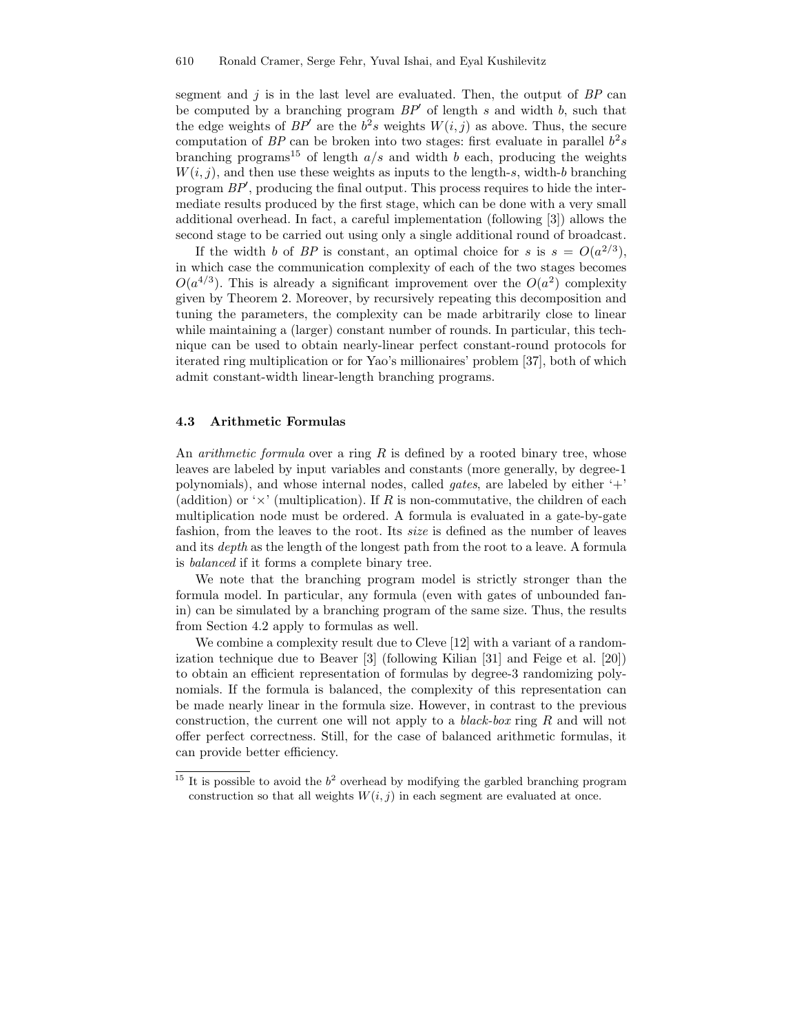segment and $j$ is in the last level are evaluated. Then, the output of $BP$ can be computed by a branching program $BP'$ of length $s$ and width $b$, such that the edge weights of $BP'$ are the $b^2 s$ weights $W(i, j)$ as above. Thus, the secure computation of $BP$ can be broken into two stages: first evaluate in parallel $b^2 s$ branching programs[15] of length $a/s$ and width $b$ each, producing the weights $W(i, j)$, and then use these weights as inputs to the length-$s$, width-$b$ branching program $BP'$, producing the final output. This process requires to hide the intermediate results produced by the first stage, which can be done with a very small additional overhead. In fact, a careful implementation (following [3]) allows the second stage to be carried out using only a single additional round of broadcast.

If the width $b$ of $BP$ is constant, an optimal choice for $s$ is $s = O(a^{2/3})$, in which case the communication complexity of each of the two stages becomes $O(a^{4/3})$. This is already a significant improvement over the $O(a^2)$ complexity given by Theorem 2. Moreover, by recursively repeating this decomposition and tuning the parameters, the complexity can be made arbitrarily close to linear while maintaining a (larger) constant number of rounds. In particular, this technique can be used to obtain nearly-linear perfect constant-round protocols for iterated ring multiplication or for Yao's millionaires' problem [37], both of which admit constant-width linear-length branching programs.

### 4.3 Arithmetic Formulas

An *arithmetic formula* over a ring $R$ is defined by a rooted binary tree, whose leaves are labeled by input variables and constants (more generally, by degree-1 polynomials), and whose internal nodes, called *gates*, are labeled by either '+' (addition) or '×' (multiplication). If $R$ is non-commutative, the children of each multiplication node must be ordered. A formula is evaluated in a gate-by-gate fashion, from the leaves to the root. Its *size* is defined as the number of leaves and its *depth* as the length of the longest path from the root to a leave. A formula is *balanced* if it forms a complete binary tree.

We note that the branching program model is strictly stronger than the formula model. In particular, any formula (even with gates of unbounded fan-in) can be simulated by a branching program of the same size. Thus, the results from Section 4.2 apply to formulas as well.

We combine a complexity result due to Cleve [12] with a variant of a randomization technique due to Beaver [3] (following Kilian [31] and Feige et al. [20]) to obtain an efficient representation of formulas by degree-3 randomizing polynomials. If the formula is balanced, the complexity of this representation can be made nearly linear in the formula size. However, in contrast to the previous construction, the current one will not apply to a *black-box* ring $R$ and will not offer perfect correctness. Still, for the case of balanced arithmetic formulas, it can provide better efficiency.

[15] It is possible to avoid the $b^2$ overhead by modifying the garbled branching program construction so that all weights $W(i, j)$ in each segment are evaluated at once.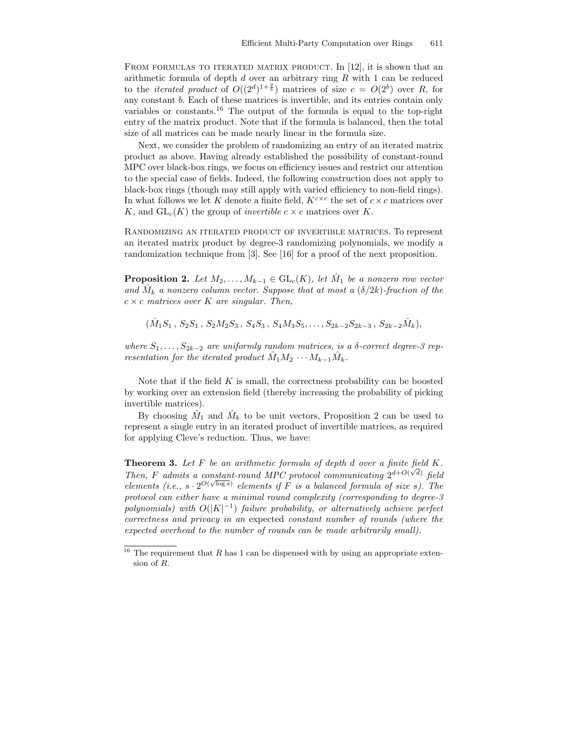From formulas to iterated matrix product. In [12], it is shown that an arithmetic formula of depth $d$ over an arbitrary ring $R$ with 1 can be reduced to the *iterated product* of $O((2^d)^{1+\frac{2}{b}})$ matrices of size $c = O(2^b)$ over $R$, for any constant $b$. Each of these matrices is invertible, and its entries contain only variables or constants.[16] The output of the formula is equal to the top-right entry of the matrix product. Note that if the formula is balanced, then the total size of all matrices can be made nearly linear in the formula size.

Next, we consider the problem of randomizing an entry of an iterated matrix product as above. Having already established the possibility of constant-round MPC over black-box rings, we focus on efficiency issues and restrict our attention to the special case of fields. Indeed, the following construction does not apply to black-box rings (though may still apply with varied efficiency to non-field rings). In what follows we let $K$ denote a finite field, $K^{c\times c}$ the set of $c \times c$ matrices over $K$, and $\mathrm{GL}_c(K)$ the group of *invertible* $c \times c$ matrices over $K$.

Randomizing an iterated product of invertible matrices. To represent an iterated matrix product by degree-3 randomizing polynomials, we modify a randomization technique from [3]. See [16] for a proof of the next proposition.

**Proposition 2.** *Let $M_2, \ldots, M_{k-1} \in \mathrm{GL}_c(K)$, let $\hat{M}_1$ be a nonzero row vector and $\hat{M}_k$ a nonzero column vector. Suppose that at most a $(\delta/2k)$-fraction of the $c \times c$ matrices over $K$ are singular. Then,*

$$(\hat{M}_1 S_1 \, , \, S_2 S_1 \, , \, S_2 M_2 S_3 \, , \, S_4 S_3 \, , \, S_4 M_3 S_5, \ldots , S_{2k-2} S_{2k-3} \, , \, S_{2k-2} \hat{M}_k),$$

*where $S_1, \ldots, S_{2k-2}$ are uniformly random matrices, is a $\delta$-correct degree-3 representation for the iterated product $\hat{M}_1 M_2 \cdots M_{k-1} \hat{M}_k$.*

Note that if the field $K$ is small, the correctness probability can be boosted by working over an extension field (thereby increasing the probability of picking invertible matrices).

By choosing $\hat{M}_1$ and $\hat{M}_k$ to be unit vectors, Proposition 2 can be used to represent a single entry in an iterated product of invertible matrices, as required for applying Cleve's reduction. Thus, we have:

**Theorem 3.** *Let $F$ be an arithmetic formula of depth $d$ over a finite field $K$. Then, $F$ admits a constant-round MPC protocol communicating $2^{d+O(\sqrt{d})}$ field elements (i.e., $s \cdot 2^{O(\sqrt{\log s})}$ elements if $F$ is a balanced formula of size $s$). The protocol can either have a minimal round complexity (corresponding to degree-3 polynomials) with $O(|K|^{-1})$ failure probability, or alternatively achieve perfect correctness and privacy in an* expected *constant number of rounds (where the expected overhead to the number of rounds can be made arbitrarily small).*

[16] The requirement that $R$ has 1 can be dispensed with by using an appropriate extension of $R$.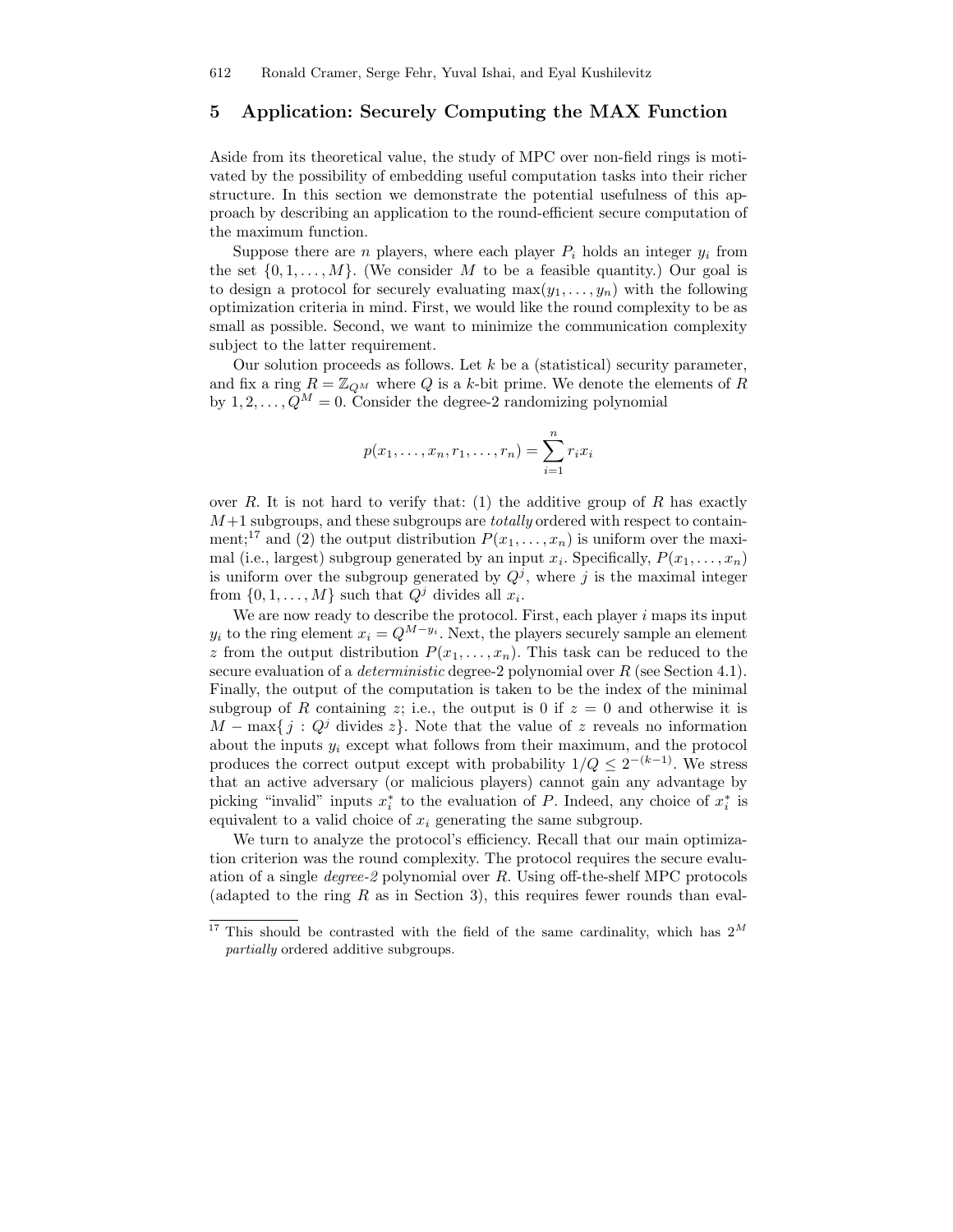## 5 Application: Securely Computing the MAX Function

Aside from its theoretical value, the study of MPC over non-field rings is motivated by the possibility of embedding useful computation tasks into their richer structure. In this section we demonstrate the potential usefulness of this approach by describing an application to the round-efficient secure computation of the maximum function.

Suppose there are $n$ players, where each player $P_i$ holds an integer $y_i$ from the set $\{0, 1, \ldots, M\}$. (We consider $M$ to be a feasible quantity.) Our goal is to design a protocol for securely evaluating $\max(y_1, \ldots, y_n)$ with the following optimization criteria in mind. First, we would like the round complexity to be as small as possible. Second, we want to minimize the communication complexity subject to the latter requirement.

Our solution proceeds as follows. Let $k$ be a (statistical) security parameter, and fix a ring $R = \mathbb{Z}_{Q^M}$ where $Q$ is a $k$-bit prime. We denote the elements of $R$ by $1, 2, \ldots, Q^M = 0$. Consider the degree-2 randomizing polynomial

$$p(x_1, \ldots, x_n, r_1, \ldots, r_n) = \sum_{i=1}^{n} r_i x_i$$

over $R$. It is not hard to verify that: (1) the additive group of $R$ has exactly $M+1$ subgroups, and these subgroups are *totally* ordered with respect to containment;[17] and (2) the output distribution $P(x_1, \ldots, x_n)$ is uniform over the maximal (i.e., largest) subgroup generated by an input $x_i$. Specifically, $P(x_1, \ldots, x_n)$ is uniform over the subgroup generated by $Q^j$, where $j$ is the maximal integer from $\{0, 1, \ldots, M\}$ such that $Q^j$ divides all $x_i$.

We are now ready to describe the protocol. First, each player $i$ maps its input $y_i$ to the ring element $x_i = Q^{M-y_i}$. Next, the players securely sample an element $z$ from the output distribution $P(x_1, \ldots, x_n)$. This task can be reduced to the secure evaluation of a *deterministic* degree-2 polynomial over $R$ (see Section 4.1). Finally, the output of the computation is taken to be the index of the minimal subgroup of $R$ containing $z$; i.e., the output is 0 if $z = 0$ and otherwise it is $M - \max\{\, j : Q^j \text{ divides } z\}$. Note that the value of $z$ reveals no information about the inputs $y_i$ except what follows from their maximum, and the protocol produces the correct output except with probability $1/Q \leq 2^{-(k-1)}$. We stress that an active adversary (or malicious players) cannot gain any advantage by picking "invalid" inputs $x_i^*$ to the evaluation of $P$. Indeed, any choice of $x_i^*$ is equivalent to a valid choice of $x_i$ generating the same subgroup.

We turn to analyze the protocol's efficiency. Recall that our main optimization criterion was the round complexity. The protocol requires the secure evaluation of a single *degree-2* polynomial over $R$. Using off-the-shelf MPC protocols (adapted to the ring $R$ as in Section 3), this requires fewer rounds than eval-

[17] This should be contrasted with the field of the same cardinality, which has $2^M$ *partially* ordered additive subgroups.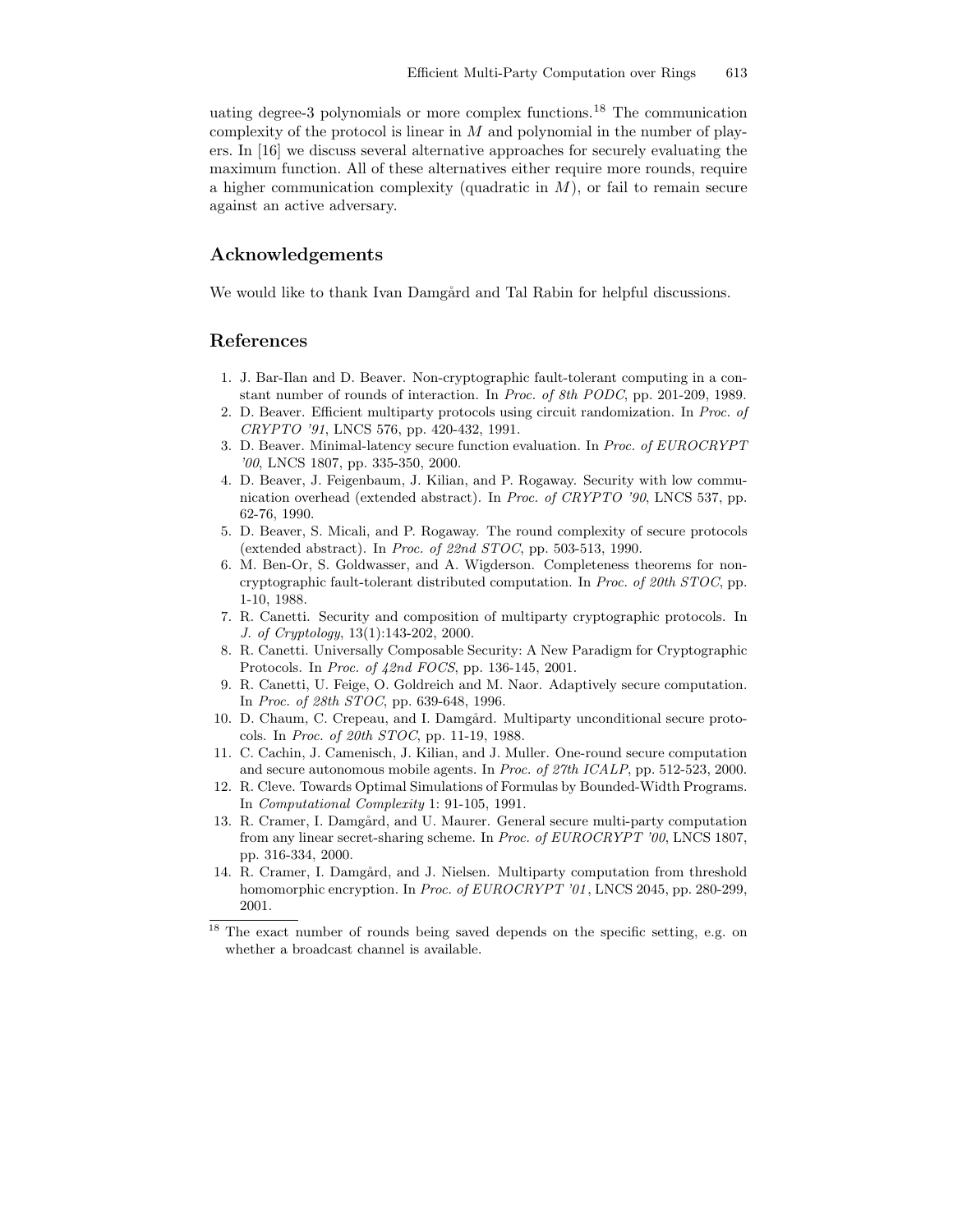uating degree-3 polynomials or more complex functions.[18] The communication complexity of the protocol is linear in $M$ and polynomial in the number of players. In [16] we discuss several alternative approaches for securely evaluating the maximum function. All of these alternatives either require more rounds, require a higher communication complexity (quadratic in $M$), or fail to remain secure against an active adversary.

## Acknowledgements

We would like to thank Ivan Damgård and Tal Rabin for helpful discussions.

## References

1. J. Bar-Ilan and D. Beaver. Non-cryptographic fault-tolerant computing in a constant number of rounds of interaction. In *Proc. of 8th PODC*, pp. 201-209, 1989.
2. D. Beaver. Efficient multiparty protocols using circuit randomization. In *Proc. of CRYPTO '91*, LNCS 576, pp. 420-432, 1991.
3. D. Beaver. Minimal-latency secure function evaluation. In *Proc. of EUROCRYPT '00*, LNCS 1807, pp. 335-350, 2000.
4. D. Beaver, J. Feigenbaum, J. Kilian, and P. Rogaway. Security with low communication overhead (extended abstract). In *Proc. of CRYPTO '90*, LNCS 537, pp. 62-76, 1990.
5. D. Beaver, S. Micali, and P. Rogaway. The round complexity of secure protocols (extended abstract). In *Proc. of 22nd STOC*, pp. 503-513, 1990.
6. M. Ben-Or, S. Goldwasser, and A. Wigderson. Completeness theorems for non-cryptographic fault-tolerant distributed computation. In *Proc. of 20th STOC*, pp. 1-10, 1988.
7. R. Canetti. Security and composition of multiparty cryptographic protocols. In *J. of Cryptology*, 13(1):143-202, 2000.
8. R. Canetti. Universally Composable Security: A New Paradigm for Cryptographic Protocols. In *Proc. of 42nd FOCS*, pp. 136-145, 2001.
9. R. Canetti, U. Feige, O. Goldreich and M. Naor. Adaptively secure computation. In *Proc. of 28th STOC*, pp. 639-648, 1996.
10. D. Chaum, C. Crepeau, and I. Damgård. Multiparty unconditional secure protocols. In *Proc. of 20th STOC*, pp. 11-19, 1988.
11. C. Cachin, J. Camenisch, J. Kilian, and J. Muller. One-round secure computation and secure autonomous mobile agents. In *Proc. of 27th ICALP*, pp. 512-523, 2000.
12. R. Cleve. Towards Optimal Simulations of Formulas by Bounded-Width Programs. In *Computational Complexity* 1: 91-105, 1991.
13. R. Cramer, I. Damgård, and U. Maurer. General secure multi-party computation from any linear secret-sharing scheme. In *Proc. of EUROCRYPT '00*, LNCS 1807, pp. 316-334, 2000.
14. R. Cramer, I. Damgård, and J. Nielsen. Multiparty computation from threshold homomorphic encryption. In *Proc. of EUROCRYPT '01*, LNCS 2045, pp. 280-299, 2001.

[18] The exact number of rounds being saved depends on the specific setting, e.g. on whether a broadcast channel is available.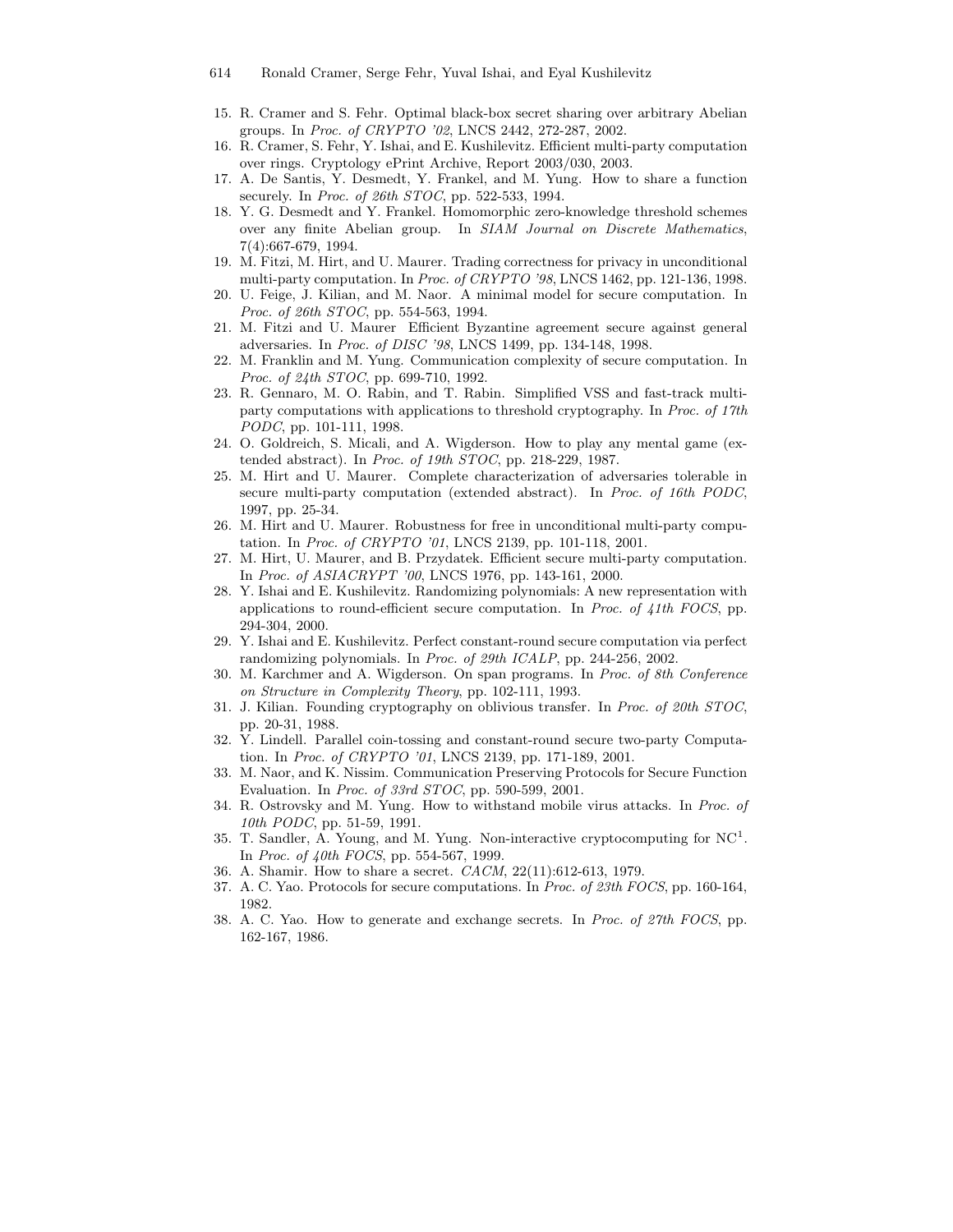15. R. Cramer and S. Fehr. Optimal black-box secret sharing over arbitrary Abelian groups. In *Proc. of CRYPTO '02*, LNCS 2442, 272-287, 2002.
16. R. Cramer, S. Fehr, Y. Ishai, and E. Kushilevitz. Efficient multi-party computation over rings. Cryptology ePrint Archive, Report 2003/030, 2003.
17. A. De Santis, Y. Desmedt, Y. Frankel, and M. Yung. How to share a function securely. In *Proc. of 26th STOC*, pp. 522-533, 1994.
18. Y. G. Desmedt and Y. Frankel. Homomorphic zero-knowledge threshold schemes over any finite Abelian group. In *SIAM Journal on Discrete Mathematics*, 7(4):667-679, 1994.
19. M. Fitzi, M. Hirt, and U. Maurer. Trading correctness for privacy in unconditional multi-party computation. In *Proc. of CRYPTO '98*, LNCS 1462, pp. 121-136, 1998.
20. U. Feige, J. Kilian, and M. Naor. A minimal model for secure computation. In *Proc. of 26th STOC*, pp. 554-563, 1994.
21. M. Fitzi and U. Maurer Efficient Byzantine agreement secure against general adversaries. In *Proc. of DISC '98*, LNCS 1499, pp. 134-148, 1998.
22. M. Franklin and M. Yung. Communication complexity of secure computation. In *Proc. of 24th STOC*, pp. 699-710, 1992.
23. R. Gennaro, M. O. Rabin, and T. Rabin. Simplified VSS and fast-track multiparty computations with applications to threshold cryptography. In *Proc. of 17th PODC*, pp. 101-111, 1998.
24. O. Goldreich, S. Micali, and A. Wigderson. How to play any mental game (extended abstract). In *Proc. of 19th STOC*, pp. 218-229, 1987.
25. M. Hirt and U. Maurer. Complete characterization of adversaries tolerable in secure multi-party computation (extended abstract). In *Proc. of 16th PODC*, 1997, pp. 25-34.
26. M. Hirt and U. Maurer. Robustness for free in unconditional multi-party computation. In *Proc. of CRYPTO '01*, LNCS 2139, pp. 101-118, 2001.
27. M. Hirt, U. Maurer, and B. Przydatek. Efficient secure multi-party computation. In *Proc. of ASIACRYPT '00*, LNCS 1976, pp. 143-161, 2000.
28. Y. Ishai and E. Kushilevitz. Randomizing polynomials: A new representation with applications to round-efficient secure computation. In *Proc. of 41th FOCS*, pp. 294-304, 2000.
29. Y. Ishai and E. Kushilevitz. Perfect constant-round secure computation via perfect randomizing polynomials. In *Proc. of 29th ICALP*, pp. 244-256, 2002.
30. M. Karchmer and A. Wigderson. On span programs. In *Proc. of 8th Conference on Structure in Complexity Theory*, pp. 102-111, 1993.
31. J. Kilian. Founding cryptography on oblivious transfer. In *Proc. of 20th STOC*, pp. 20-31, 1988.
32. Y. Lindell. Parallel coin-tossing and constant-round secure two-party Computation. In *Proc. of CRYPTO '01*, LNCS 2139, pp. 171-189, 2001.
33. M. Naor, and K. Nissim. Communication Preserving Protocols for Secure Function Evaluation. In *Proc. of 33rd STOC*, pp. 590-599, 2001.
34. R. Ostrovsky and M. Yung. How to withstand mobile virus attacks. In *Proc. of 10th PODC*, pp. 51-59, 1991.
35. T. Sandler, A. Young, and M. Yung. Non-interactive cryptocomputing for $\mathrm{NC}^1$. In *Proc. of 40th FOCS*, pp. 554-567, 1999.
36. A. Shamir. How to share a secret. *CACM*, 22(11):612-613, 1979.
37. A. C. Yao. Protocols for secure computations. In *Proc. of 23th FOCS*, pp. 160-164, 1982.
38. A. C. Yao. How to generate and exchange secrets. In *Proc. of 27th FOCS*, pp. 162-167, 1986.